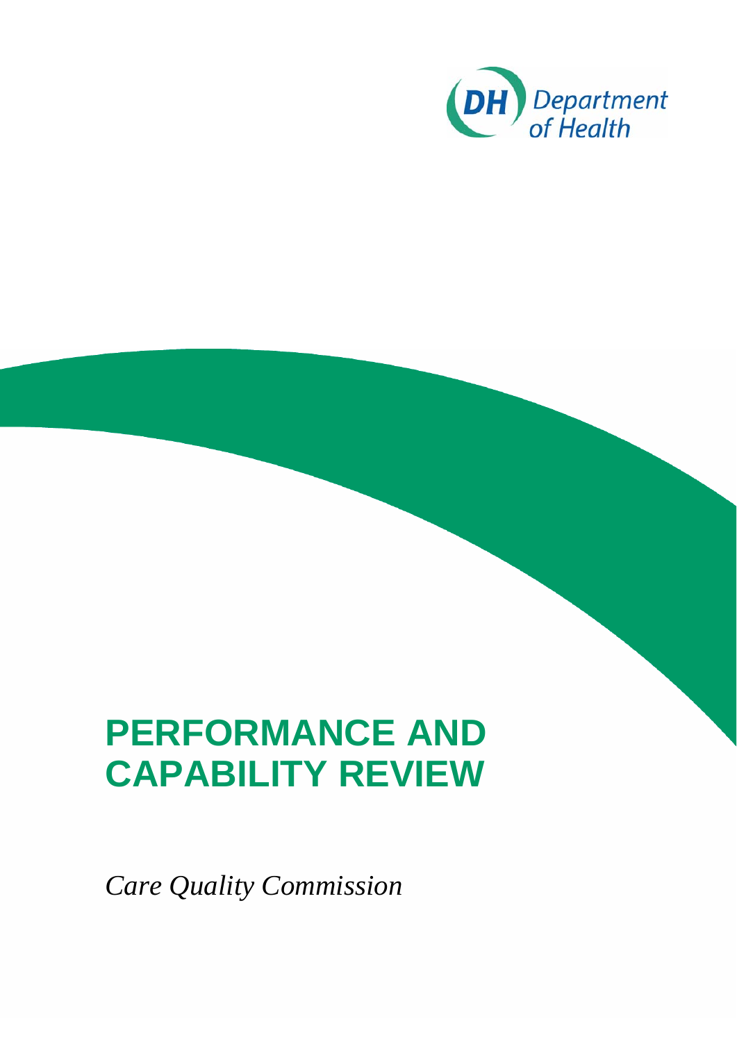Department of Health

# PERFORMANCE AND CAPABILITY REVIEW

*Care Quality Commission*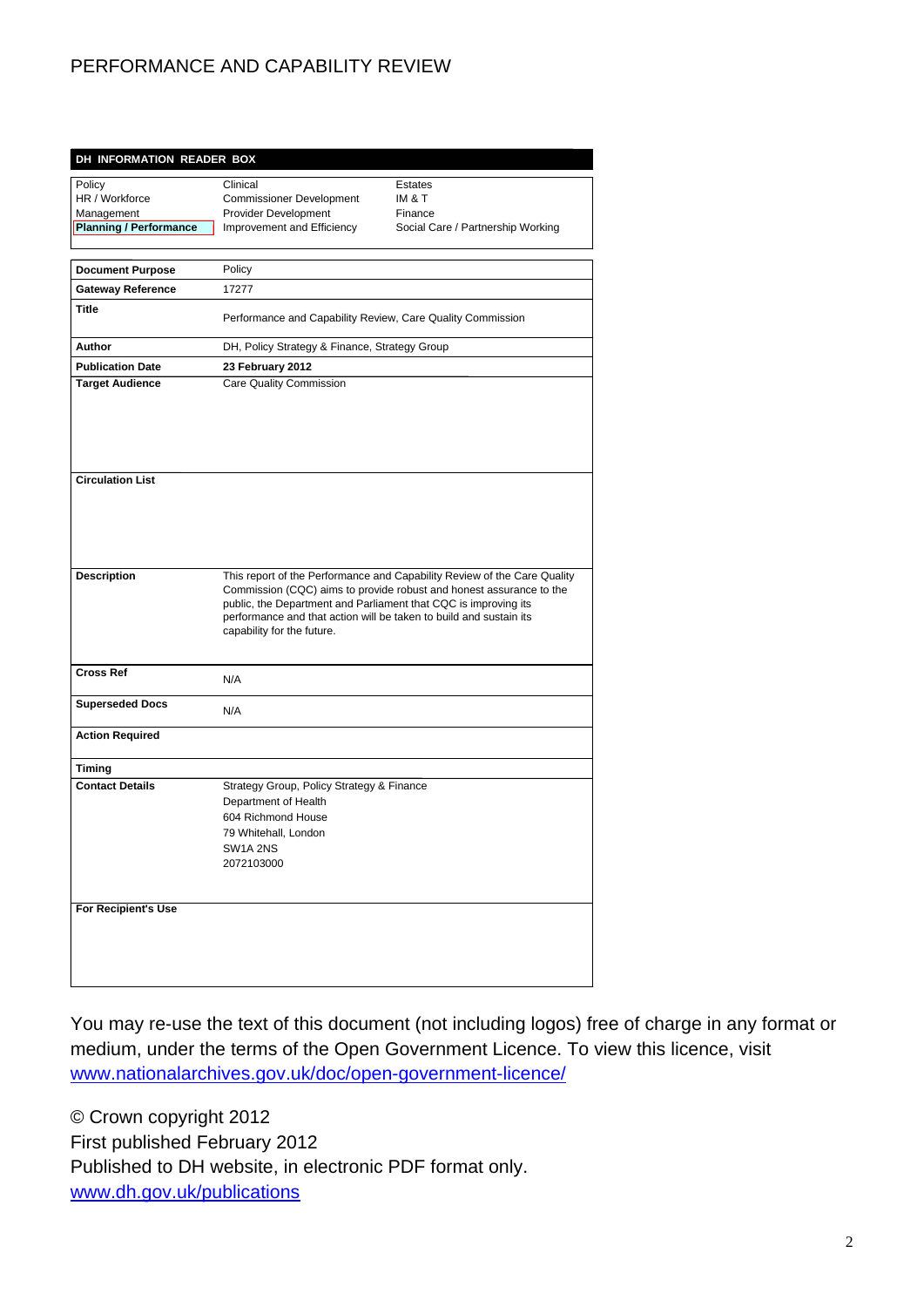PERFORMANCE AND CAPABILITY REVIEW

| DH INFORMATION READER BOX | | |
|---|---|---|
| Policy | Clinical | Estates |
| HR / Workforce | Commissioner Development | IM & T |
| Management | Provider Development | Finance |
| **Planning / Performance** | Improvement and Efficiency | Social Care / Partnership Working |

| | |
|---|---|
| **Document Purpose** | Policy |
| **Gateway Reference** | 17277 |
| **Title** | Performance and Capability Review, Care Quality Commission |
| **Author** | DH, Policy Strategy & Finance, Strategy Group |
| **Publication Date** | **23 February 2012** |
| **Target Audience** | Care Quality Commission |
| **Circulation List** | |
| **Description** | This report of the Performance and Capability Review of the Care Quality Commission (CQC) aims to provide robust and honest assurance to the public, the Department and Parliament that CQC is improving its performance and that action will be taken to build and sustain its capability for the future. |
| **Cross Ref** | N/A |
| **Superseded Docs** | N/A |
| **Action Required** | |
| **Timing** | |
| **Contact Details** | Strategy Group, Policy Strategy & Finance<br>Department of Health<br>604 Richmond House<br>79 Whitehall, London<br>SW1A 2NS<br>2072103000 |
| **For Recipient's Use** | |

You may re-use the text of this document (not including logos) free of charge in any format or medium, under the terms of the Open Government Licence. To view this licence, visit www.nationalarchives.gov.uk/doc/open-government-licence/

© Crown copyright 2012
First published February 2012
Published to DH website, in electronic PDF format only.
www.dh.gov.uk/publications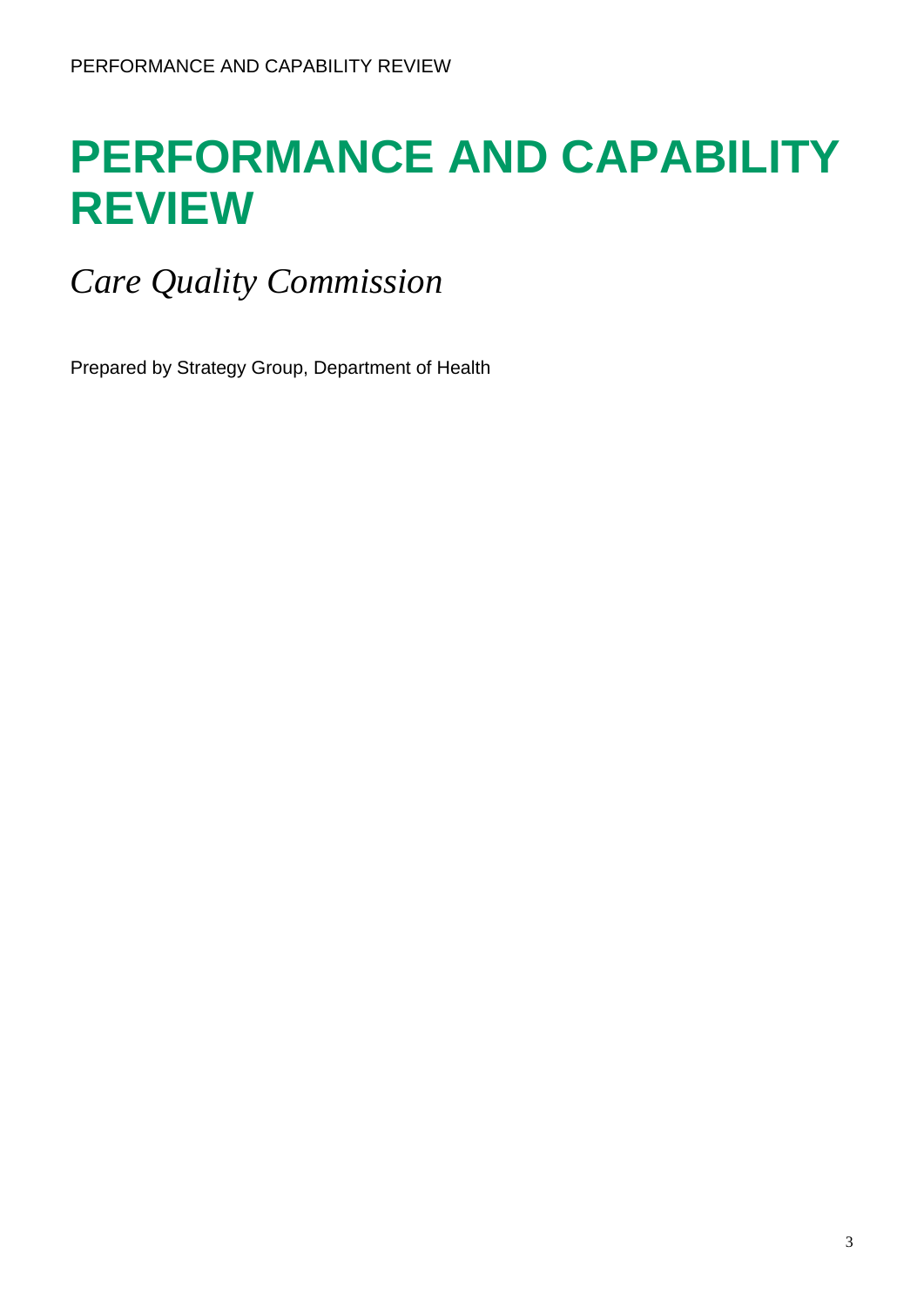# PERFORMANCE AND CAPABILITY REVIEW

*Care Quality Commission*

Prepared by Strategy Group, Department of Health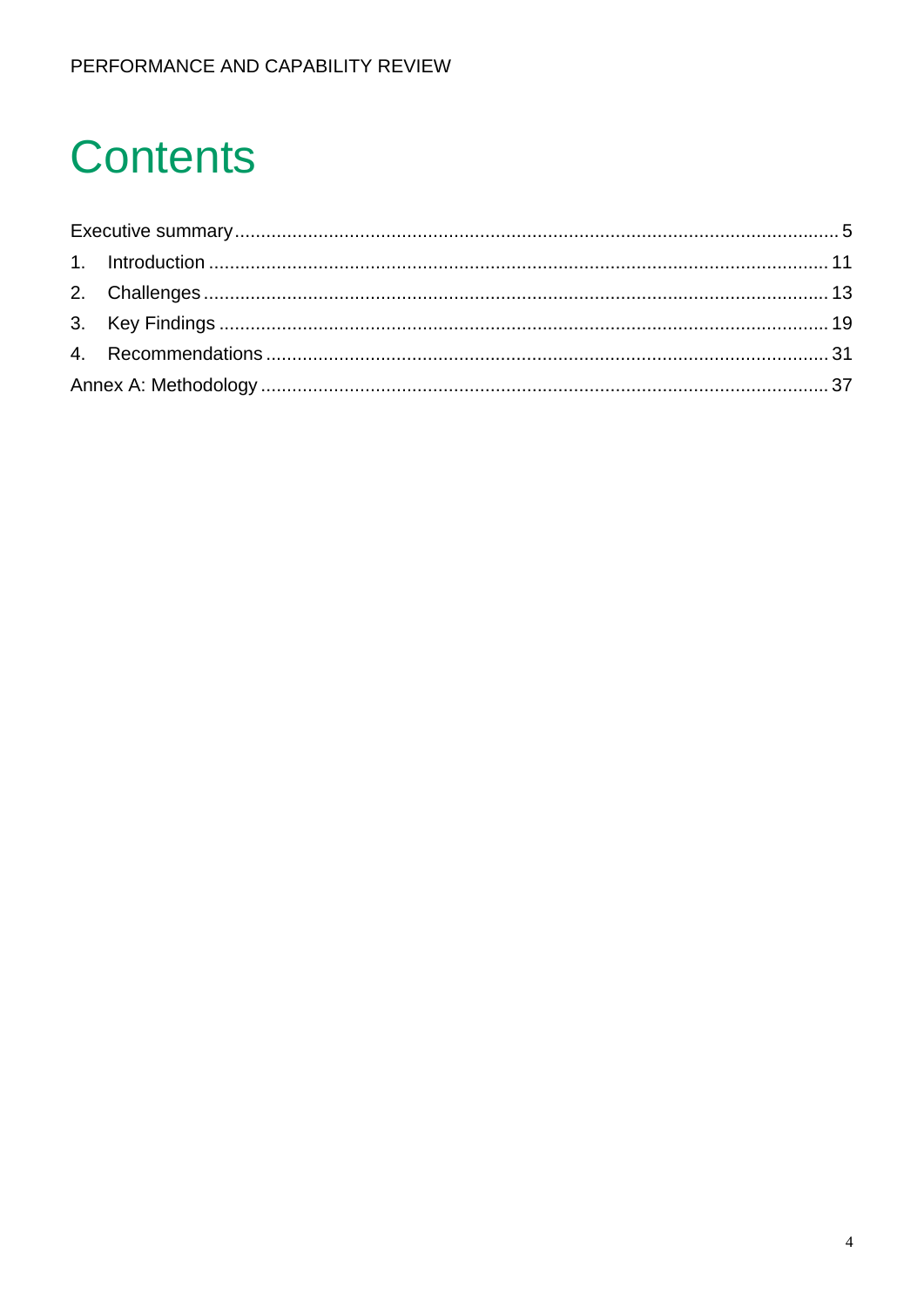# Contents

Executive summary ........................................................ 5

1. Introduction ........................................................ 11
2. Challenges ........................................................ 13
3. Key Findings ........................................................ 19
4. Recommendations ........................................................ 31

Annex A: Methodology ........................................................ 37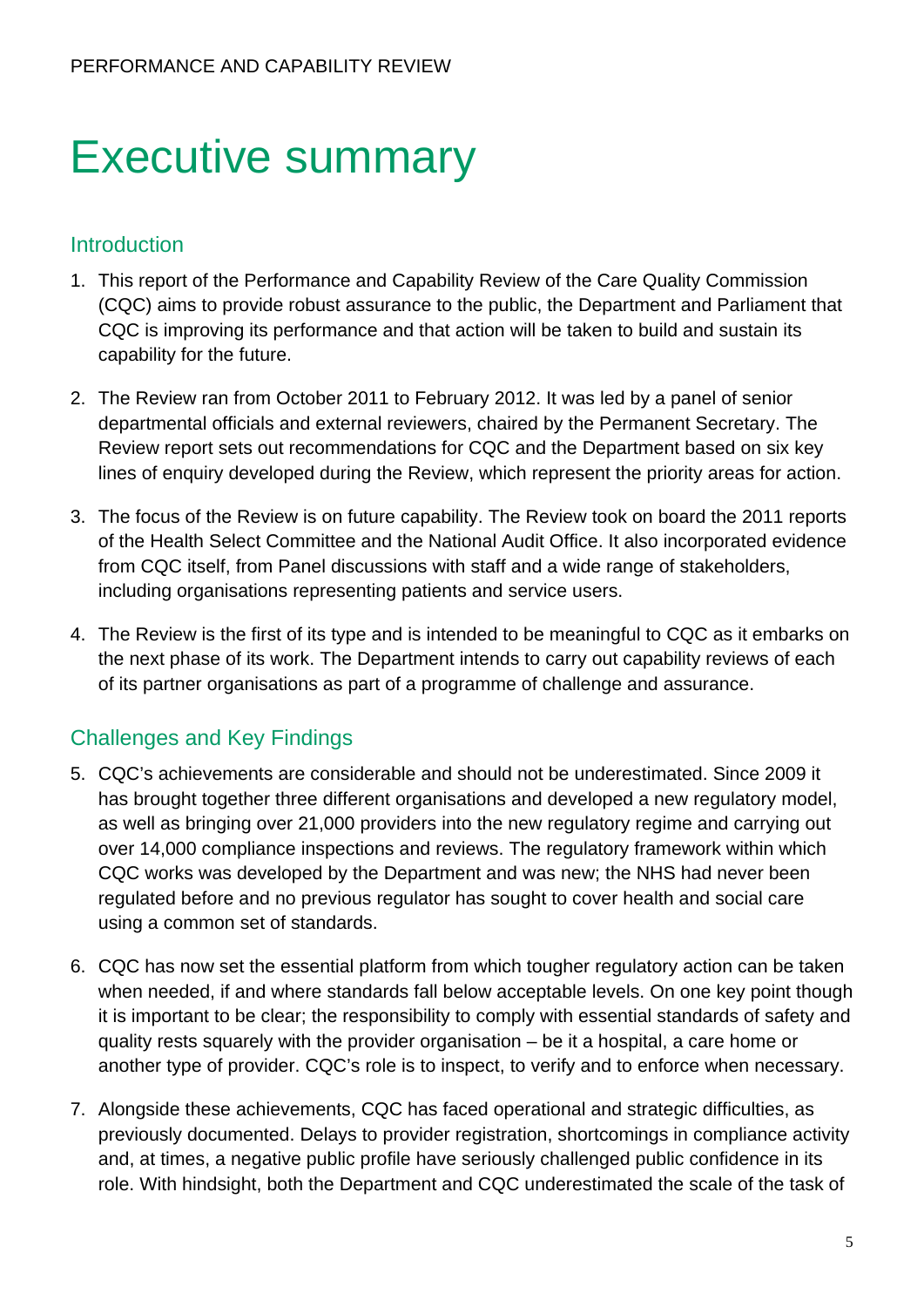# Executive summary

## Introduction

1. This report of the Performance and Capability Review of the Care Quality Commission (CQC) aims to provide robust assurance to the public, the Department and Parliament that CQC is improving its performance and that action will be taken to build and sustain its capability for the future.

2. The Review ran from October 2011 to February 2012. It was led by a panel of senior departmental officials and external reviewers, chaired by the Permanent Secretary. The Review report sets out recommendations for CQC and the Department based on six key lines of enquiry developed during the Review, which represent the priority areas for action.

3. The focus of the Review is on future capability. The Review took on board the 2011 reports of the Health Select Committee and the National Audit Office. It also incorporated evidence from CQC itself, from Panel discussions with staff and a wide range of stakeholders, including organisations representing patients and service users.

4. The Review is the first of its type and is intended to be meaningful to CQC as it embarks on the next phase of its work. The Department intends to carry out capability reviews of each of its partner organisations as part of a programme of challenge and assurance.

## Challenges and Key Findings

5. CQC's achievements are considerable and should not be underestimated. Since 2009 it has brought together three different organisations and developed a new regulatory model, as well as bringing over 21,000 providers into the new regulatory regime and carrying out over 14,000 compliance inspections and reviews. The regulatory framework within which CQC works was developed by the Department and was new; the NHS had never been regulated before and no previous regulator has sought to cover health and social care using a common set of standards.

6. CQC has now set the essential platform from which tougher regulatory action can be taken when needed, if and where standards fall below acceptable levels. On one key point though it is important to be clear; the responsibility to comply with essential standards of safety and quality rests squarely with the provider organisation – be it a hospital, a care home or another type of provider. CQC's role is to inspect, to verify and to enforce when necessary.

7. Alongside these achievements, CQC has faced operational and strategic difficulties, as previously documented. Delays to provider registration, shortcomings in compliance activity and, at times, a negative public profile have seriously challenged public confidence in its role. With hindsight, both the Department and CQC underestimated the scale of the task of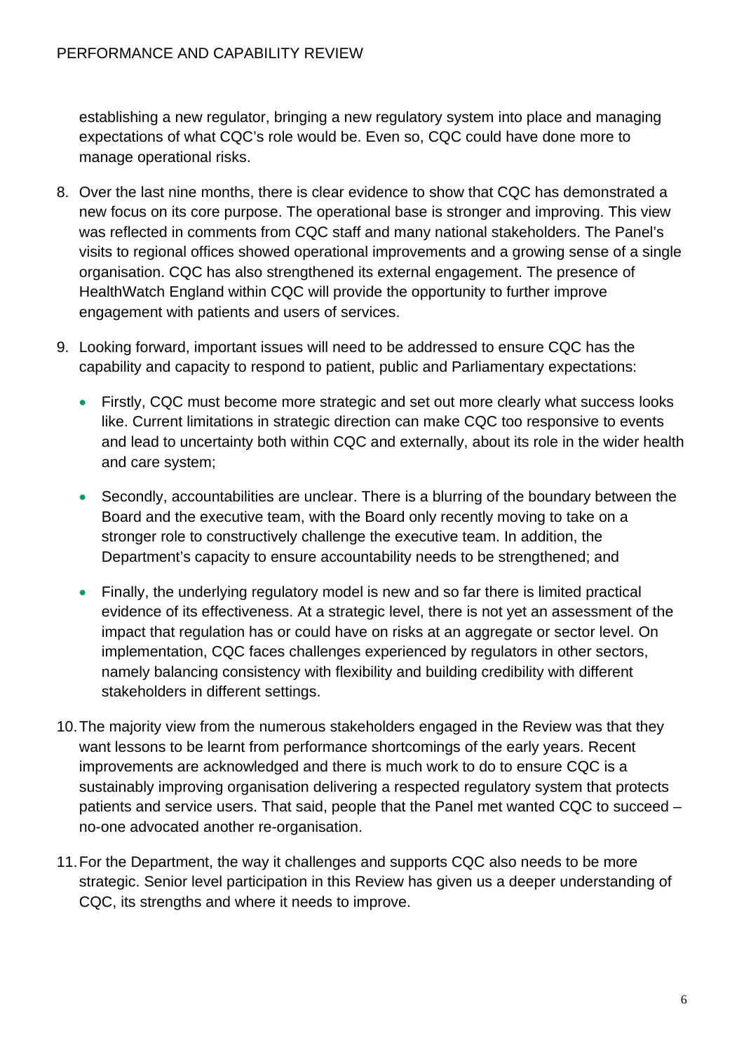establishing a new regulator, bringing a new regulatory system into place and managing expectations of what CQC's role would be. Even so, CQC could have done more to manage operational risks.

8. Over the last nine months, there is clear evidence to show that CQC has demonstrated a new focus on its core purpose. The operational base is stronger and improving. This view was reflected in comments from CQC staff and many national stakeholders. The Panel's visits to regional offices showed operational improvements and a growing sense of a single organisation. CQC has also strengthened its external engagement. The presence of HealthWatch England within CQC will provide the opportunity to further improve engagement with patients and users of services.

9. Looking forward, important issues will need to be addressed to ensure CQC has the capability and capacity to respond to patient, public and Parliamentary expectations:

   - Firstly, CQC must become more strategic and set out more clearly what success looks like. Current limitations in strategic direction can make CQC too responsive to events and lead to uncertainty both within CQC and externally, about its role in the wider health and care system;

   - Secondly, accountabilities are unclear. There is a blurring of the boundary between the Board and the executive team, with the Board only recently moving to take on a stronger role to constructively challenge the executive team. In addition, the Department's capacity to ensure accountability needs to be strengthened; and

   - Finally, the underlying regulatory model is new and so far there is limited practical evidence of its effectiveness. At a strategic level, there is not yet an assessment of the impact that regulation has or could have on risks at an aggregate or sector level. On implementation, CQC faces challenges experienced by regulators in other sectors, namely balancing consistency with flexibility and building credibility with different stakeholders in different settings.

10. The majority view from the numerous stakeholders engaged in the Review was that they want lessons to be learnt from performance shortcomings of the early years. Recent improvements are acknowledged and there is much work to do to ensure CQC is a sustainably improving organisation delivering a respected regulatory system that protects patients and service users. That said, people that the Panel met wanted CQC to succeed – no-one advocated another re-organisation.

11. For the Department, the way it challenges and supports CQC also needs to be more strategic. Senior level participation in this Review has given us a deeper understanding of CQC, its strengths and where it needs to improve.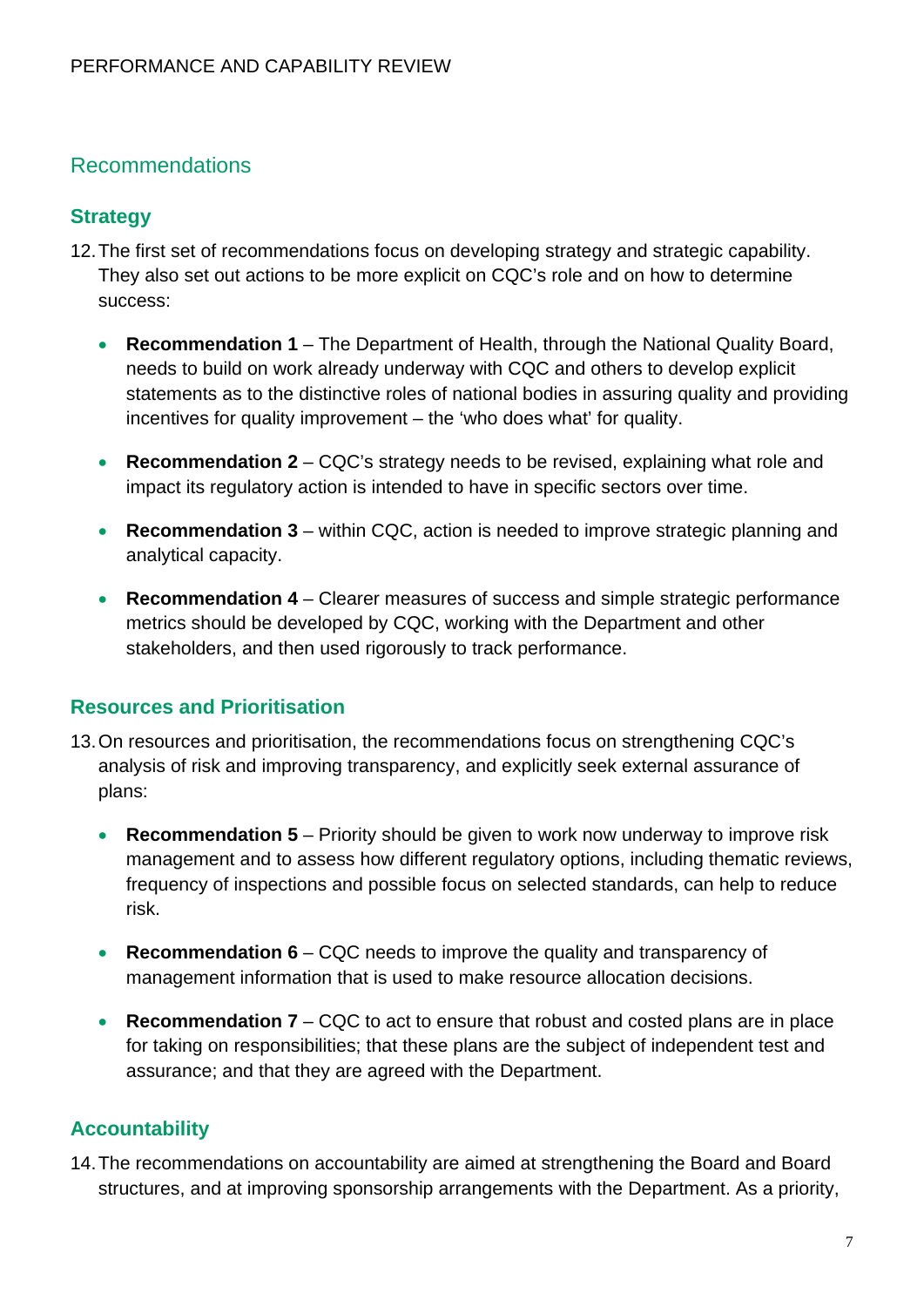## Recommendations

### Strategy

12. The first set of recommendations focus on developing strategy and strategic capability. They also set out actions to be more explicit on CQC's role and on how to determine success:

- **Recommendation 1** – The Department of Health, through the National Quality Board, needs to build on work already underway with CQC and others to develop explicit statements as to the distinctive roles of national bodies in assuring quality and providing incentives for quality improvement – the 'who does what' for quality.

- **Recommendation 2** – CQC's strategy needs to be revised, explaining what role and impact its regulatory action is intended to have in specific sectors over time.

- **Recommendation 3** – within CQC, action is needed to improve strategic planning and analytical capacity.

- **Recommendation 4** – Clearer measures of success and simple strategic performance metrics should be developed by CQC, working with the Department and other stakeholders, and then used rigorously to track performance.

### Resources and Prioritisation

13. On resources and prioritisation, the recommendations focus on strengthening CQC's analysis of risk and improving transparency, and explicitly seek external assurance of plans:

- **Recommendation 5** – Priority should be given to work now underway to improve risk management and to assess how different regulatory options, including thematic reviews, frequency of inspections and possible focus on selected standards, can help to reduce risk.

- **Recommendation 6** – CQC needs to improve the quality and transparency of management information that is used to make resource allocation decisions.

- **Recommendation 7** – CQC to act to ensure that robust and costed plans are in place for taking on responsibilities; that these plans are the subject of independent test and assurance; and that they are agreed with the Department.

### Accountability

14. The recommendations on accountability are aimed at strengthening the Board and Board structures, and at improving sponsorship arrangements with the Department. As a priority,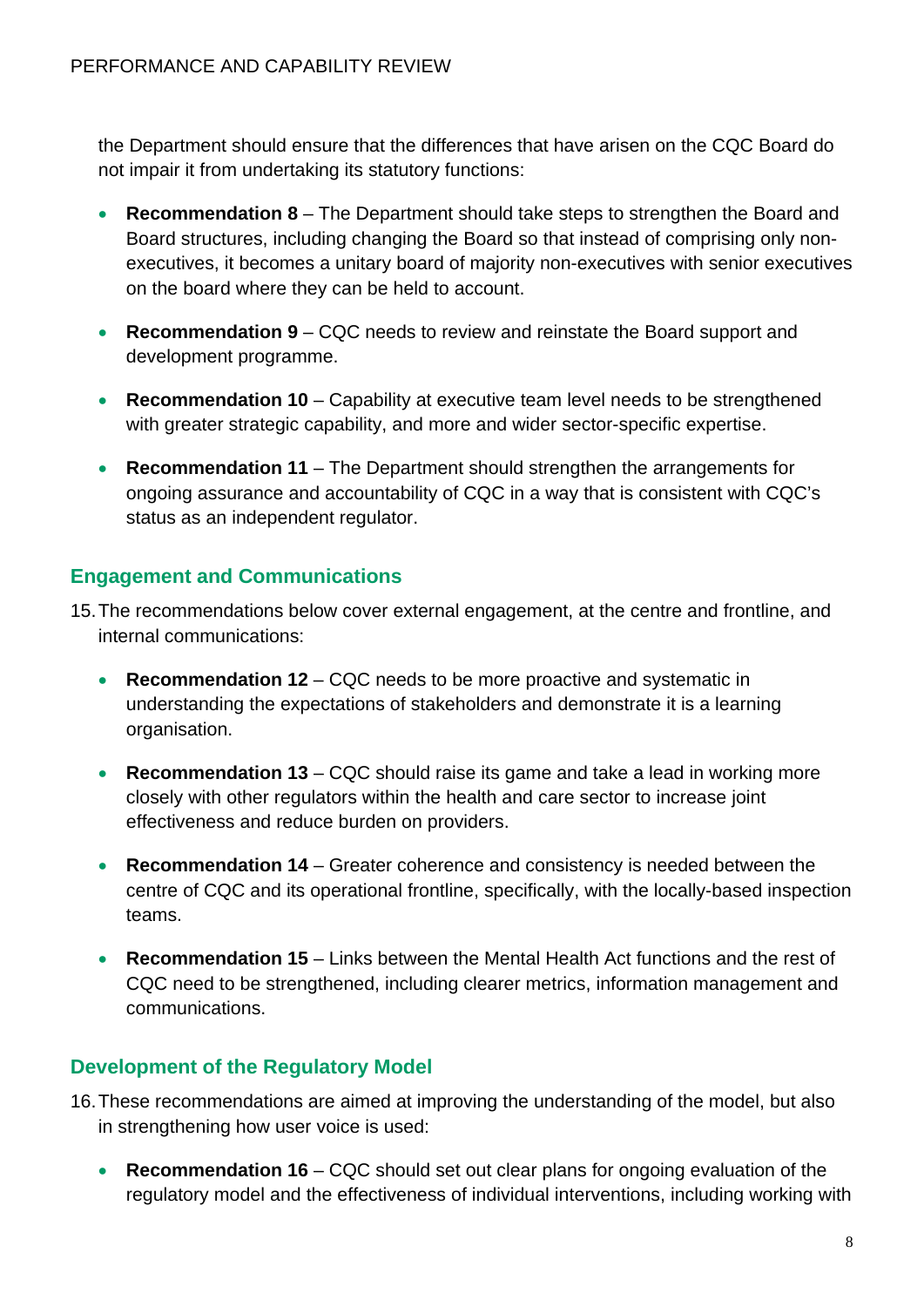the Department should ensure that the differences that have arisen on the CQC Board do not impair it from undertaking its statutory functions:

- **Recommendation 8** – The Department should take steps to strengthen the Board and Board structures, including changing the Board so that instead of comprising only non-executives, it becomes a unitary board of majority non-executives with senior executives on the board where they can be held to account.

- **Recommendation 9** – CQC needs to review and reinstate the Board support and development programme.

- **Recommendation 10** – Capability at executive team level needs to be strengthened with greater strategic capability, and more and wider sector-specific expertise.

- **Recommendation 11** – The Department should strengthen the arrangements for ongoing assurance and accountability of CQC in a way that is consistent with CQC's status as an independent regulator.

## Engagement and Communications

15. The recommendations below cover external engagement, at the centre and frontline, and internal communications:

- **Recommendation 12** – CQC needs to be more proactive and systematic in understanding the expectations of stakeholders and demonstrate it is a learning organisation.

- **Recommendation 13** – CQC should raise its game and take a lead in working more closely with other regulators within the health and care sector to increase joint effectiveness and reduce burden on providers.

- **Recommendation 14** – Greater coherence and consistency is needed between the centre of CQC and its operational frontline, specifically, with the locally-based inspection teams.

- **Recommendation 15** – Links between the Mental Health Act functions and the rest of CQC need to be strengthened, including clearer metrics, information management and communications.

## Development of the Regulatory Model

16. These recommendations are aimed at improving the understanding of the model, but also in strengthening how user voice is used:

- **Recommendation 16** – CQC should set out clear plans for ongoing evaluation of the regulatory model and the effectiveness of individual interventions, including working with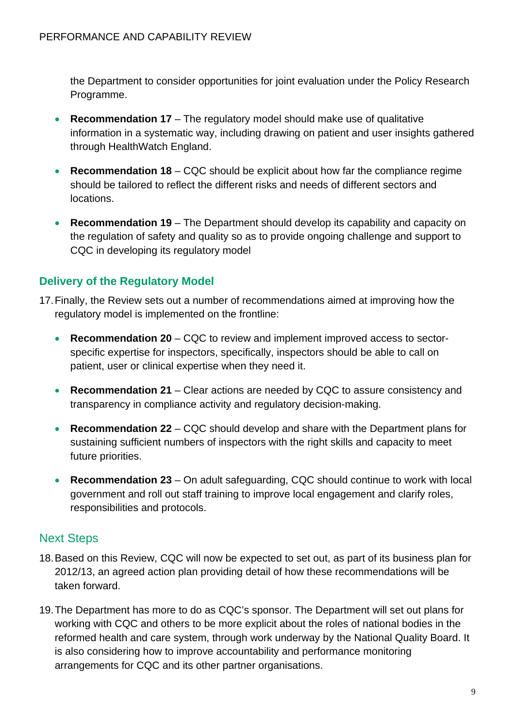the Department to consider opportunities for joint evaluation under the Policy Research Programme.

- **Recommendation 17** – The regulatory model should make use of qualitative information in a systematic way, including drawing on patient and user insights gathered through HealthWatch England.

- **Recommendation 18** – CQC should be explicit about how far the compliance regime should be tailored to reflect the different risks and needs of different sectors and locations.

- **Recommendation 19** – The Department should develop its capability and capacity on the regulation of safety and quality so as to provide ongoing challenge and support to CQC in developing its regulatory model

## Delivery of the Regulatory Model

17. Finally, the Review sets out a number of recommendations aimed at improving how the regulatory model is implemented on the frontline:

- **Recommendation 20** – CQC to review and implement improved access to sector-specific expertise for inspectors, specifically, inspectors should be able to call on patient, user or clinical expertise when they need it.

- **Recommendation 21** – Clear actions are needed by CQC to assure consistency and transparency in compliance activity and regulatory decision-making.

- **Recommendation 22** – CQC should develop and share with the Department plans for sustaining sufficient numbers of inspectors with the right skills and capacity to meet future priorities.

- **Recommendation 23** – On adult safeguarding, CQC should continue to work with local government and roll out staff training to improve local engagement and clarify roles, responsibilities and protocols.

## Next Steps

18. Based on this Review, CQC will now be expected to set out, as part of its business plan for 2012/13, an agreed action plan providing detail of how these recommendations will be taken forward.

19. The Department has more to do as CQC's sponsor. The Department will set out plans for working with CQC and others to be more explicit about the roles of national bodies in the reformed health and care system, through work underway by the National Quality Board. It is also considering how to improve accountability and performance monitoring arrangements for CQC and its other partner organisations.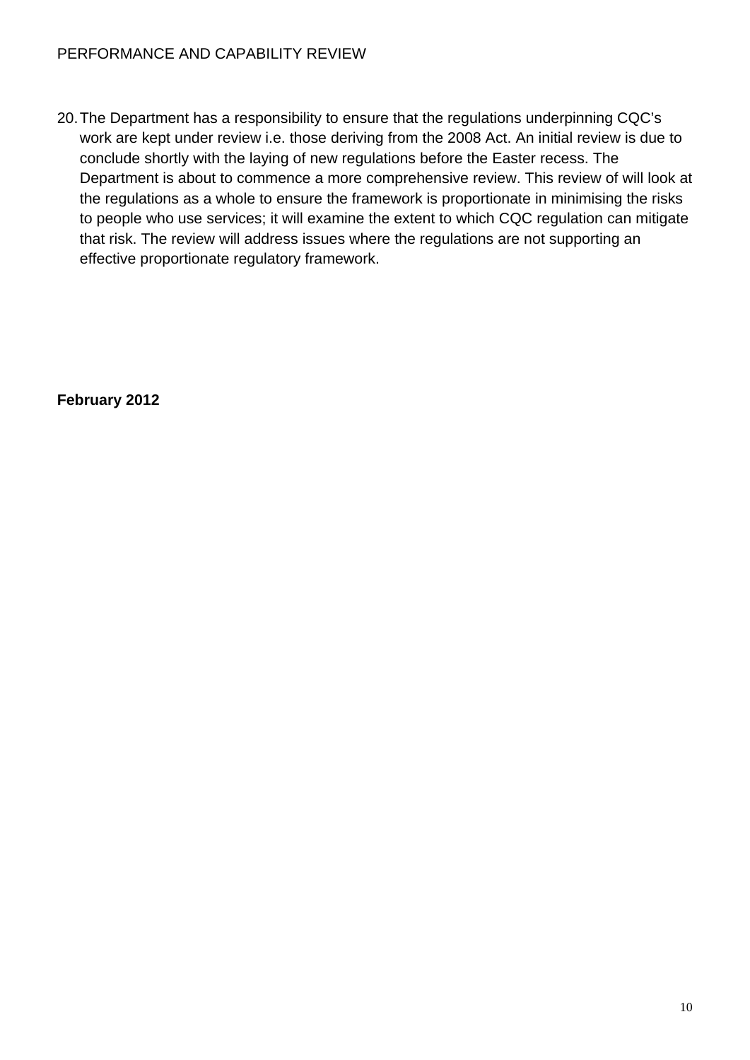20. The Department has a responsibility to ensure that the regulations underpinning CQC's work are kept under review i.e. those deriving from the 2008 Act. An initial review is due to conclude shortly with the laying of new regulations before the Easter recess. The Department is about to commence a more comprehensive review. This review of will look at the regulations as a whole to ensure the framework is proportionate in minimising the risks to people who use services; it will examine the extent to which CQC regulation can mitigate that risk. The review will address issues where the regulations are not supporting an effective proportionate regulatory framework.

**February 2012**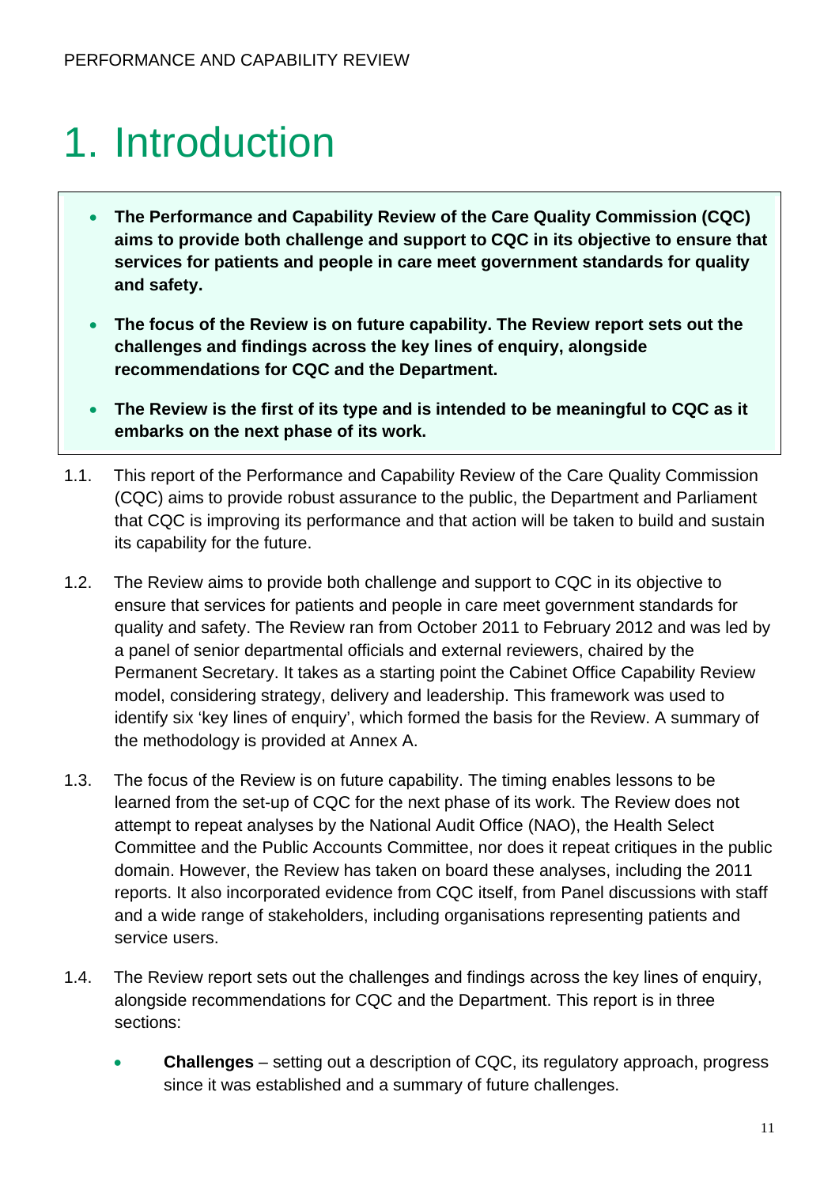# 1. Introduction

- **The Performance and Capability Review of the Care Quality Commission (CQC) aims to provide both challenge and support to CQC in its objective to ensure that services for patients and people in care meet government standards for quality and safety.**
- **The focus of the Review is on future capability. The Review report sets out the challenges and findings across the key lines of enquiry, alongside recommendations for CQC and the Department.**
- **The Review is the first of its type and is intended to be meaningful to CQC as it embarks on the next phase of its work.**

1.1. This report of the Performance and Capability Review of the Care Quality Commission (CQC) aims to provide robust assurance to the public, the Department and Parliament that CQC is improving its performance and that action will be taken to build and sustain its capability for the future.

1.2. The Review aims to provide both challenge and support to CQC in its objective to ensure that services for patients and people in care meet government standards for quality and safety. The Review ran from October 2011 to February 2012 and was led by a panel of senior departmental officials and external reviewers, chaired by the Permanent Secretary. It takes as a starting point the Cabinet Office Capability Review model, considering strategy, delivery and leadership. This framework was used to identify six 'key lines of enquiry', which formed the basis for the Review. A summary of the methodology is provided at Annex A.

1.3. The focus of the Review is on future capability. The timing enables lessons to be learned from the set-up of CQC for the next phase of its work. The Review does not attempt to repeat analyses by the National Audit Office (NAO), the Health Select Committee and the Public Accounts Committee, nor does it repeat critiques in the public domain. However, the Review has taken on board these analyses, including the 2011 reports. It also incorporated evidence from CQC itself, from Panel discussions with staff and a wide range of stakeholders, including organisations representing patients and service users.

1.4. The Review report sets out the challenges and findings across the key lines of enquiry, alongside recommendations for CQC and the Department. This report is in three sections:

- **Challenges** – setting out a description of CQC, its regulatory approach, progress since it was established and a summary of future challenges.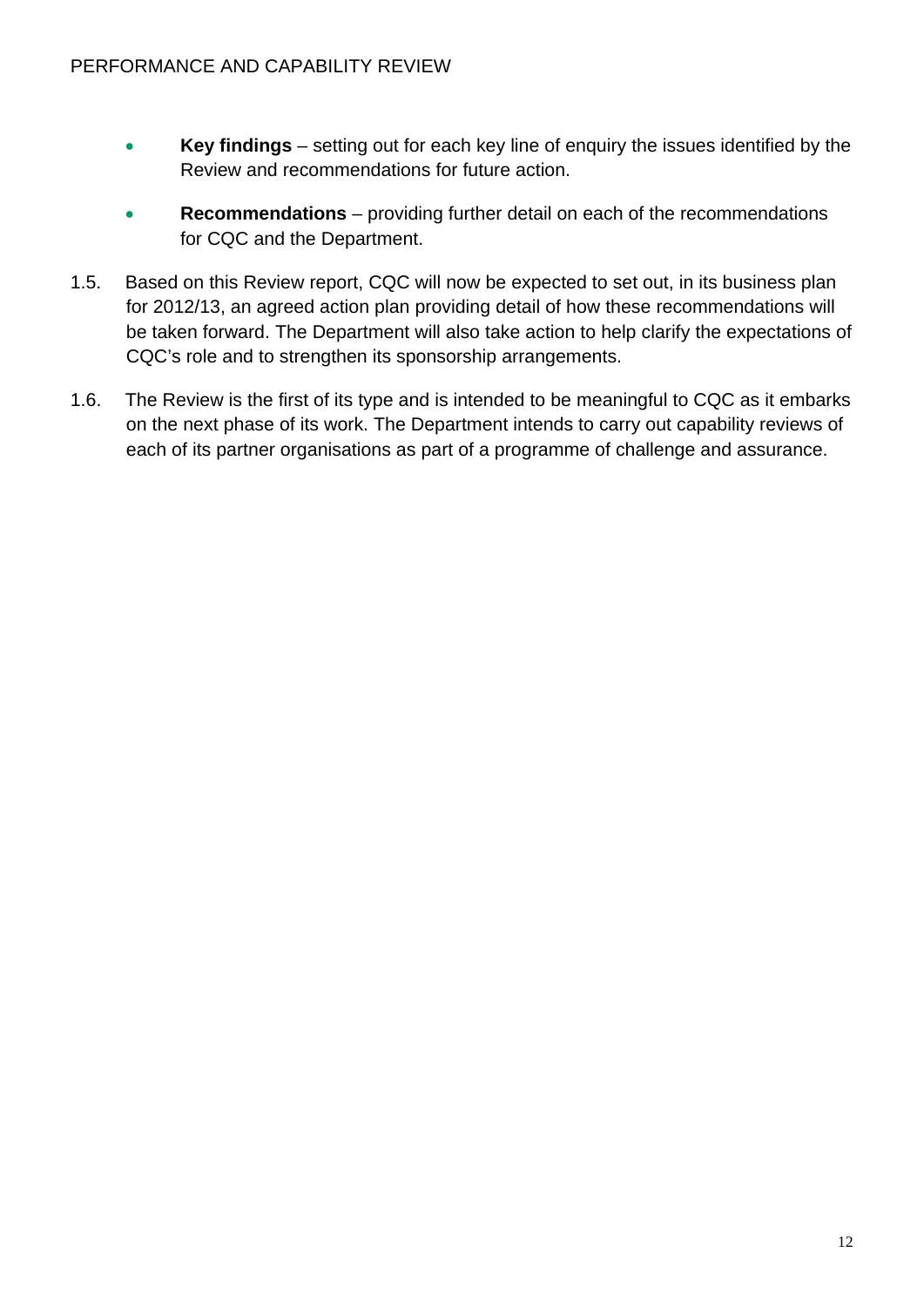- **Key findings** – setting out for each key line of enquiry the issues identified by the Review and recommendations for future action.
- **Recommendations** – providing further detail on each of the recommendations for CQC and the Department.

1.5. Based on this Review report, CQC will now be expected to set out, in its business plan for 2012/13, an agreed action plan providing detail of how these recommendations will be taken forward. The Department will also take action to help clarify the expectations of CQC's role and to strengthen its sponsorship arrangements.

1.6. The Review is the first of its type and is intended to be meaningful to CQC as it embarks on the next phase of its work. The Department intends to carry out capability reviews of each of its partner organisations as part of a programme of challenge and assurance.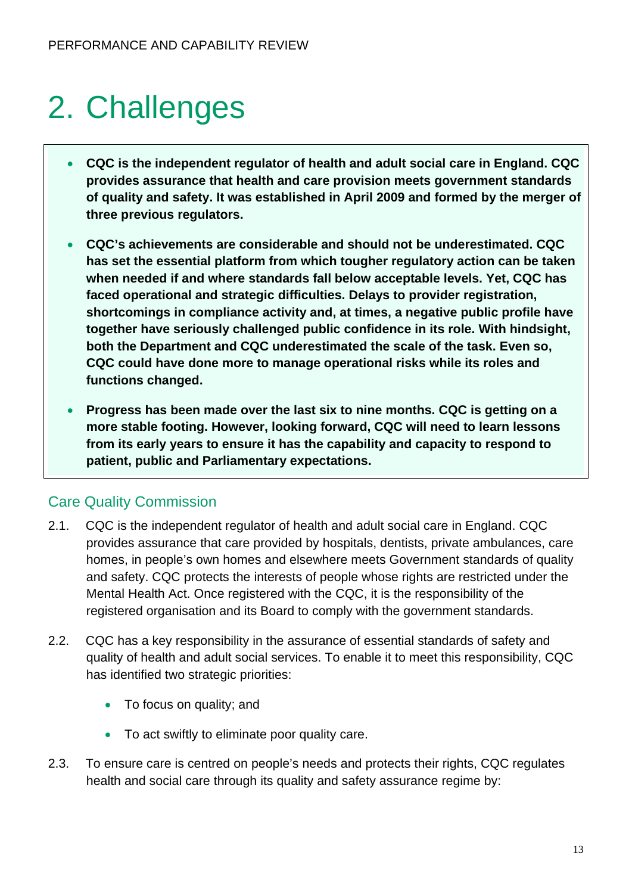# 2. Challenges

- **CQC is the independent regulator of health and adult social care in England. CQC provides assurance that health and care provision meets government standards of quality and safety. It was established in April 2009 and formed by the merger of three previous regulators.**

- **CQC's achievements are considerable and should not be underestimated. CQC has set the essential platform from which tougher regulatory action can be taken when needed if and where standards fall below acceptable levels. Yet, CQC has faced operational and strategic difficulties. Delays to provider registration, shortcomings in compliance activity and, at times, a negative public profile have together have seriously challenged public confidence in its role. With hindsight, both the Department and CQC underestimated the scale of the task. Even so, CQC could have done more to manage operational risks while its roles and functions changed.**

- **Progress has been made over the last six to nine months. CQC is getting on a more stable footing. However, looking forward, CQC will need to learn lessons from its early years to ensure it has the capability and capacity to respond to patient, public and Parliamentary expectations.**

## Care Quality Commission

2.1. CQC is the independent regulator of health and adult social care in England. CQC provides assurance that care provided by hospitals, dentists, private ambulances, care homes, in people's own homes and elsewhere meets Government standards of quality and safety. CQC protects the interests of people whose rights are restricted under the Mental Health Act. Once registered with the CQC, it is the responsibility of the registered organisation and its Board to comply with the government standards.

2.2. CQC has a key responsibility in the assurance of essential standards of safety and quality of health and adult social services. To enable it to meet this responsibility, CQC has identified two strategic priorities:

- To focus on quality; and
- To act swiftly to eliminate poor quality care.

2.3. To ensure care is centred on people's needs and protects their rights, CQC regulates health and social care through its quality and safety assurance regime by: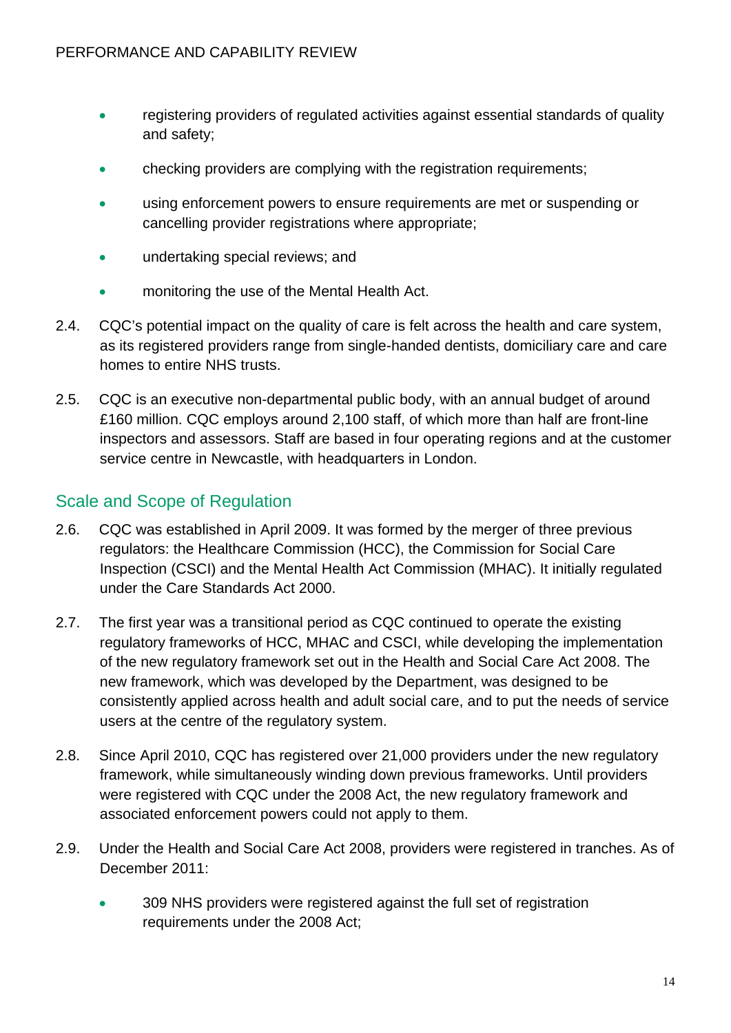- registering providers of regulated activities against essential standards of quality and safety;
- checking providers are complying with the registration requirements;
- using enforcement powers to ensure requirements are met or suspending or cancelling provider registrations where appropriate;
- undertaking special reviews; and
- monitoring the use of the Mental Health Act.

2.4. CQC's potential impact on the quality of care is felt across the health and care system, as its registered providers range from single-handed dentists, domiciliary care and care homes to entire NHS trusts.

2.5. CQC is an executive non-departmental public body, with an annual budget of around £160 million. CQC employs around 2,100 staff, of which more than half are front-line inspectors and assessors. Staff are based in four operating regions and at the customer service centre in Newcastle, with headquarters in London.

## Scale and Scope of Regulation

2.6. CQC was established in April 2009. It was formed by the merger of three previous regulators: the Healthcare Commission (HCC), the Commission for Social Care Inspection (CSCI) and the Mental Health Act Commission (MHAC). It initially regulated under the Care Standards Act 2000.

2.7. The first year was a transitional period as CQC continued to operate the existing regulatory frameworks of HCC, MHAC and CSCI, while developing the implementation of the new regulatory framework set out in the Health and Social Care Act 2008. The new framework, which was developed by the Department, was designed to be consistently applied across health and adult social care, and to put the needs of service users at the centre of the regulatory system.

2.8. Since April 2010, CQC has registered over 21,000 providers under the new regulatory framework, while simultaneously winding down previous frameworks. Until providers were registered with CQC under the 2008 Act, the new regulatory framework and associated enforcement powers could not apply to them.

2.9. Under the Health and Social Care Act 2008, providers were registered in tranches. As of December 2011:

- 309 NHS providers were registered against the full set of registration requirements under the 2008 Act;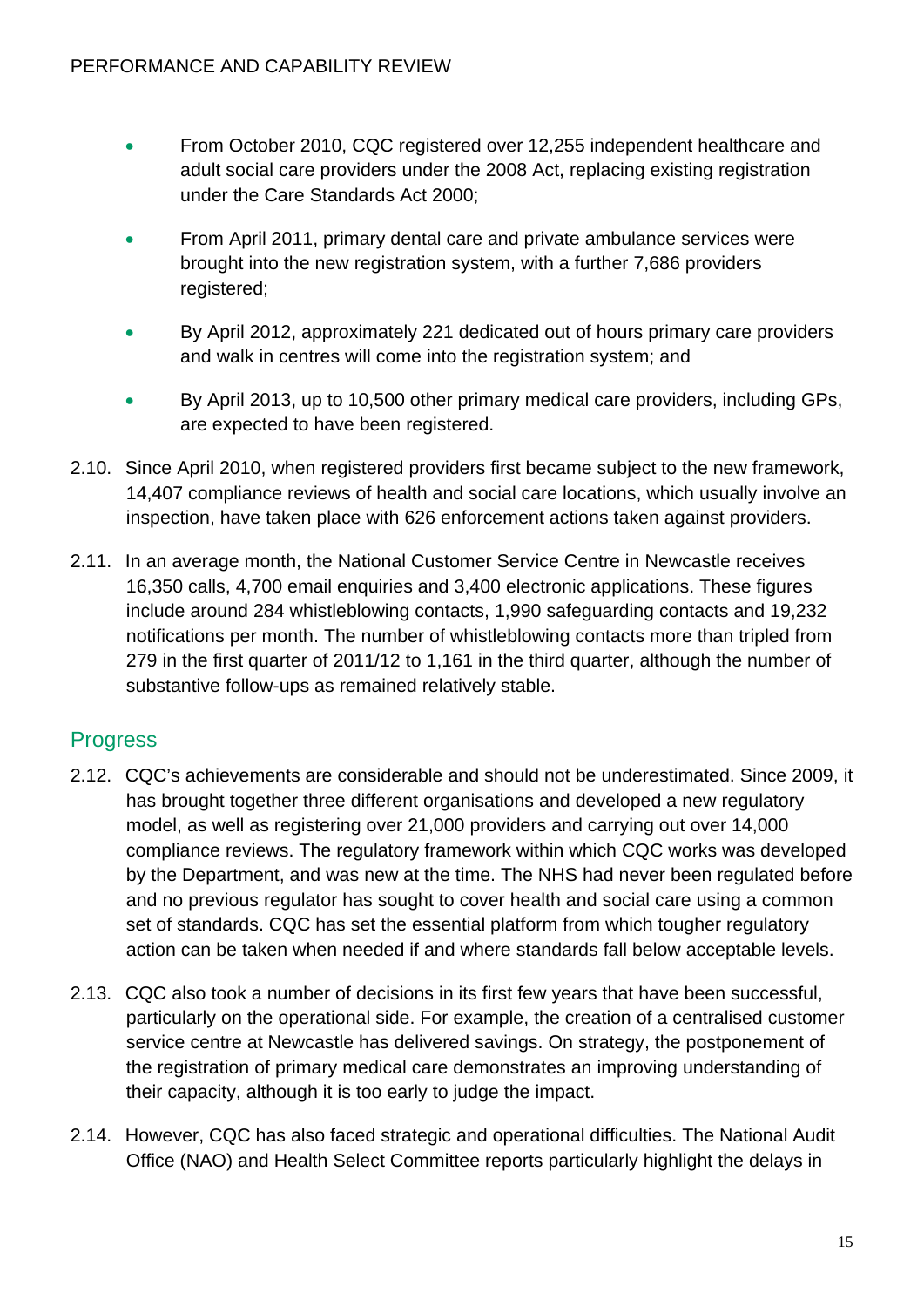- From October 2010, CQC registered over 12,255 independent healthcare and adult social care providers under the 2008 Act, replacing existing registration under the Care Standards Act 2000;
- From April 2011, primary dental care and private ambulance services were brought into the new registration system, with a further 7,686 providers registered;
- By April 2012, approximately 221 dedicated out of hours primary care providers and walk in centres will come into the registration system; and
- By April 2013, up to 10,500 other primary medical care providers, including GPs, are expected to have been registered.

2.10. Since April 2010, when registered providers first became subject to the new framework, 14,407 compliance reviews of health and social care locations, which usually involve an inspection, have taken place with 626 enforcement actions taken against providers.

2.11. In an average month, the National Customer Service Centre in Newcastle receives 16,350 calls, 4,700 email enquiries and 3,400 electronic applications. These figures include around 284 whistleblowing contacts, 1,990 safeguarding contacts and 19,232 notifications per month. The number of whistleblowing contacts more than tripled from 279 in the first quarter of 2011/12 to 1,161 in the third quarter, although the number of substantive follow-ups as remained relatively stable.

## Progress

2.12. CQC's achievements are considerable and should not be underestimated. Since 2009, it has brought together three different organisations and developed a new regulatory model, as well as registering over 21,000 providers and carrying out over 14,000 compliance reviews. The regulatory framework within which CQC works was developed by the Department, and was new at the time. The NHS had never been regulated before and no previous regulator has sought to cover health and social care using a common set of standards. CQC has set the essential platform from which tougher regulatory action can be taken when needed if and where standards fall below acceptable levels.

2.13. CQC also took a number of decisions in its first few years that have been successful, particularly on the operational side. For example, the creation of a centralised customer service centre at Newcastle has delivered savings. On strategy, the postponement of the registration of primary medical care demonstrates an improving understanding of their capacity, although it is too early to judge the impact.

2.14. However, CQC has also faced strategic and operational difficulties. The National Audit Office (NAO) and Health Select Committee reports particularly highlight the delays in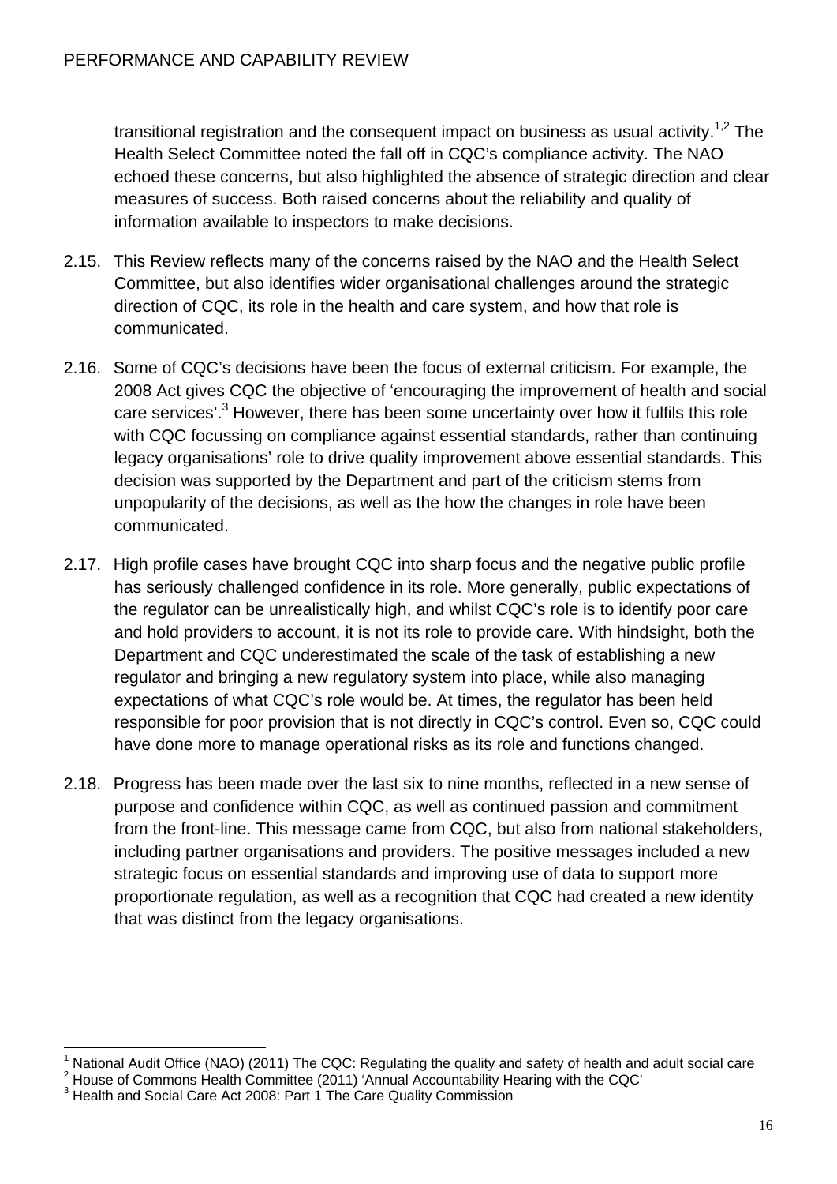transitional registration and the consequent impact on business as usual activity.[1,2] The Health Select Committee noted the fall off in CQC's compliance activity. The NAO echoed these concerns, but also highlighted the absence of strategic direction and clear measures of success. Both raised concerns about the reliability and quality of information available to inspectors to make decisions.

2.15. This Review reflects many of the concerns raised by the NAO and the Health Select Committee, but also identifies wider organisational challenges around the strategic direction of CQC, its role in the health and care system, and how that role is communicated.

2.16. Some of CQC's decisions have been the focus of external criticism. For example, the 2008 Act gives CQC the objective of 'encouraging the improvement of health and social care services'.[3] However, there has been some uncertainty over how it fulfils this role with CQC focussing on compliance against essential standards, rather than continuing legacy organisations' role to drive quality improvement above essential standards. This decision was supported by the Department and part of the criticism stems from unpopularity of the decisions, as well as the how the changes in role have been communicated.

2.17. High profile cases have brought CQC into sharp focus and the negative public profile has seriously challenged confidence in its role. More generally, public expectations of the regulator can be unrealistically high, and whilst CQC's role is to identify poor care and hold providers to account, it is not its role to provide care. With hindsight, both the Department and CQC underestimated the scale of the task of establishing a new regulator and bringing a new regulatory system into place, while also managing expectations of what CQC's role would be. At times, the regulator has been held responsible for poor provision that is not directly in CQC's control. Even so, CQC could have done more to manage operational risks as its role and functions changed.

2.18. Progress has been made over the last six to nine months, reflected in a new sense of purpose and confidence within CQC, as well as continued passion and commitment from the front-line. This message came from CQC, but also from national stakeholders, including partner organisations and providers. The positive messages included a new strategic focus on essential standards and improving use of data to support more proportionate regulation, as well as a recognition that CQC had created a new identity that was distinct from the legacy organisations.

---

[1] National Audit Office (NAO) (2011) The CQC: Regulating the quality and safety of health and adult social care

[2] House of Commons Health Committee (2011) 'Annual Accountability Hearing with the CQC'

[3] Health and Social Care Act 2008: Part 1 The Care Quality Commission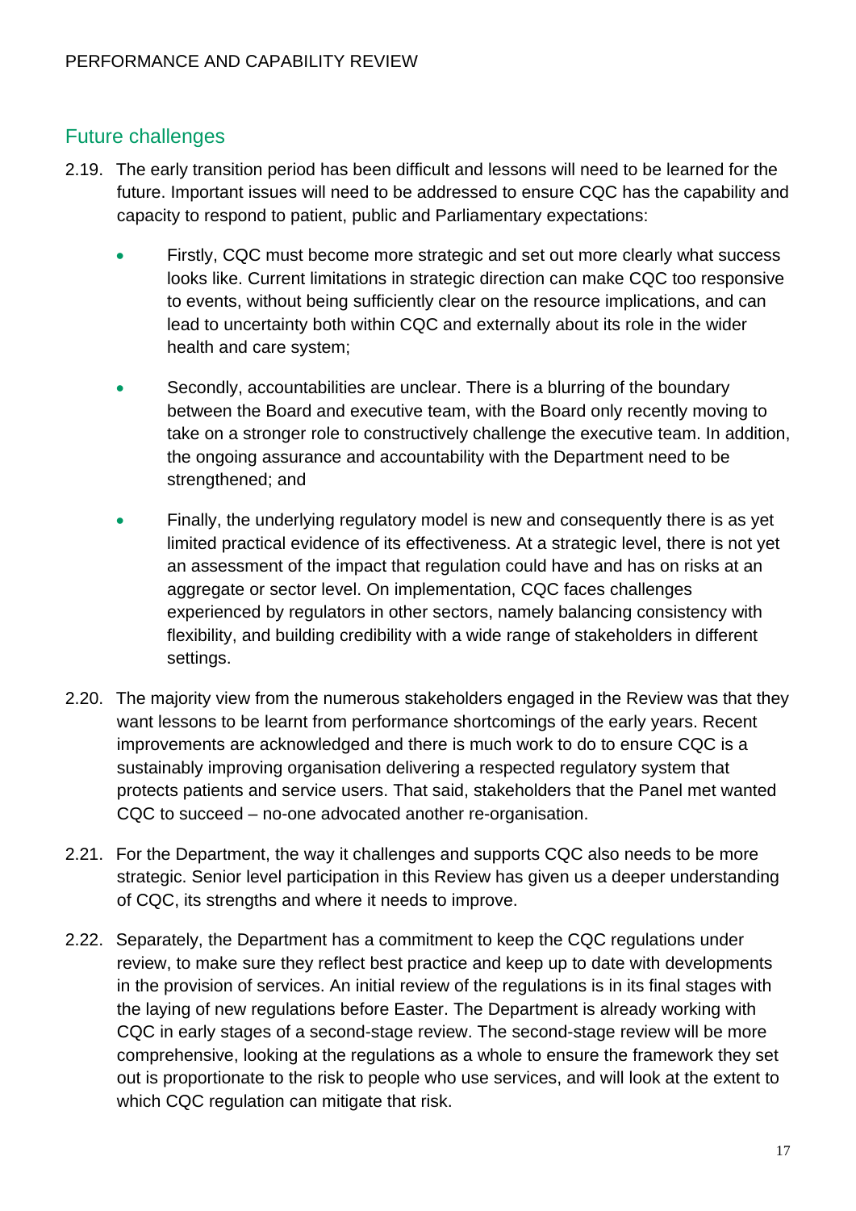## Future challenges

2.19. The early transition period has been difficult and lessons will need to be learned for the future. Important issues will need to be addressed to ensure CQC has the capability and capacity to respond to patient, public and Parliamentary expectations:

- Firstly, CQC must become more strategic and set out more clearly what success looks like. Current limitations in strategic direction can make CQC too responsive to events, without being sufficiently clear on the resource implications, and can lead to uncertainty both within CQC and externally about its role in the wider health and care system;
- Secondly, accountabilities are unclear. There is a blurring of the boundary between the Board and executive team, with the Board only recently moving to take on a stronger role to constructively challenge the executive team. In addition, the ongoing assurance and accountability with the Department need to be strengthened; and
- Finally, the underlying regulatory model is new and consequently there is as yet limited practical evidence of its effectiveness. At a strategic level, there is not yet an assessment of the impact that regulation could have and has on risks at an aggregate or sector level. On implementation, CQC faces challenges experienced by regulators in other sectors, namely balancing consistency with flexibility, and building credibility with a wide range of stakeholders in different settings.

2.20. The majority view from the numerous stakeholders engaged in the Review was that they want lessons to be learnt from performance shortcomings of the early years. Recent improvements are acknowledged and there is much work to do to ensure CQC is a sustainably improving organisation delivering a respected regulatory system that protects patients and service users. That said, stakeholders that the Panel met wanted CQC to succeed – no-one advocated another re-organisation.

2.21. For the Department, the way it challenges and supports CQC also needs to be more strategic. Senior level participation in this Review has given us a deeper understanding of CQC, its strengths and where it needs to improve.

2.22. Separately, the Department has a commitment to keep the CQC regulations under review, to make sure they reflect best practice and keep up to date with developments in the provision of services. An initial review of the regulations is in its final stages with the laying of new regulations before Easter. The Department is already working with CQC in early stages of a second-stage review. The second-stage review will be more comprehensive, looking at the regulations as a whole to ensure the framework they set out is proportionate to the risk to people who use services, and will look at the extent to which CQC regulation can mitigate that risk.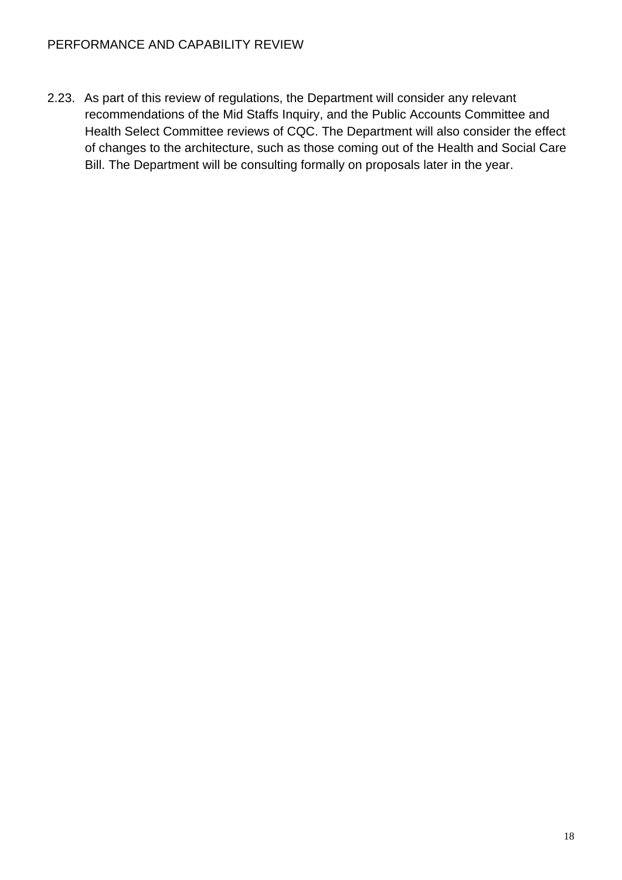2.23. As part of this review of regulations, the Department will consider any relevant recommendations of the Mid Staffs Inquiry, and the Public Accounts Committee and Health Select Committee reviews of CQC. The Department will also consider the effect of changes to the architecture, such as those coming out of the Health and Social Care Bill. The Department will be consulting formally on proposals later in the year.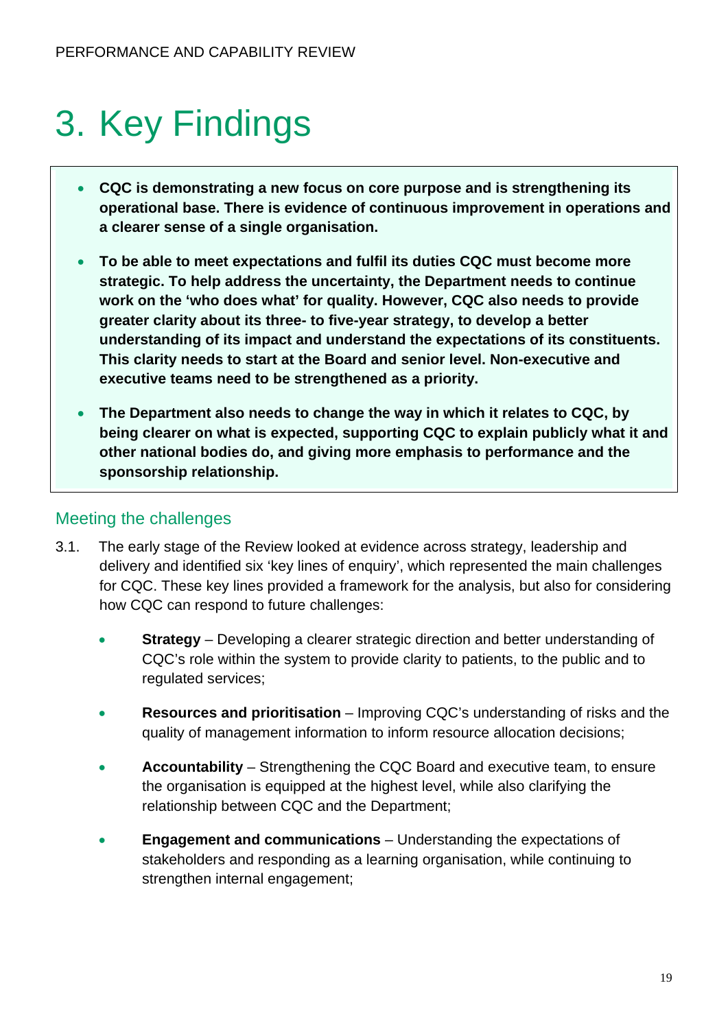# 3. Key Findings

- **CQC is demonstrating a new focus on core purpose and is strengthening its operational base. There is evidence of continuous improvement in operations and a clearer sense of a single organisation.**

- **To be able to meet expectations and fulfil its duties CQC must become more strategic. To help address the uncertainty, the Department needs to continue work on the 'who does what' for quality. However, CQC also needs to provide greater clarity about its three- to five-year strategy, to develop a better understanding of its impact and understand the expectations of its constituents. This clarity needs to start at the Board and senior level. Non-executive and executive teams need to be strengthened as a priority.**

- **The Department also needs to change the way in which it relates to CQC, by being clearer on what is expected, supporting CQC to explain publicly what it and other national bodies do, and giving more emphasis to performance and the sponsorship relationship.**

## Meeting the challenges

3.1. The early stage of the Review looked at evidence across strategy, leadership and delivery and identified six 'key lines of enquiry', which represented the main challenges for CQC. These key lines provided a framework for the analysis, but also for considering how CQC can respond to future challenges:

- **Strategy** – Developing a clearer strategic direction and better understanding of CQC's role within the system to provide clarity to patients, to the public and to regulated services;

- **Resources and prioritisation** – Improving CQC's understanding of risks and the quality of management information to inform resource allocation decisions;

- **Accountability** – Strengthening the CQC Board and executive team, to ensure the organisation is equipped at the highest level, while also clarifying the relationship between CQC and the Department;

- **Engagement and communications** – Understanding the expectations of stakeholders and responding as a learning organisation, while continuing to strengthen internal engagement;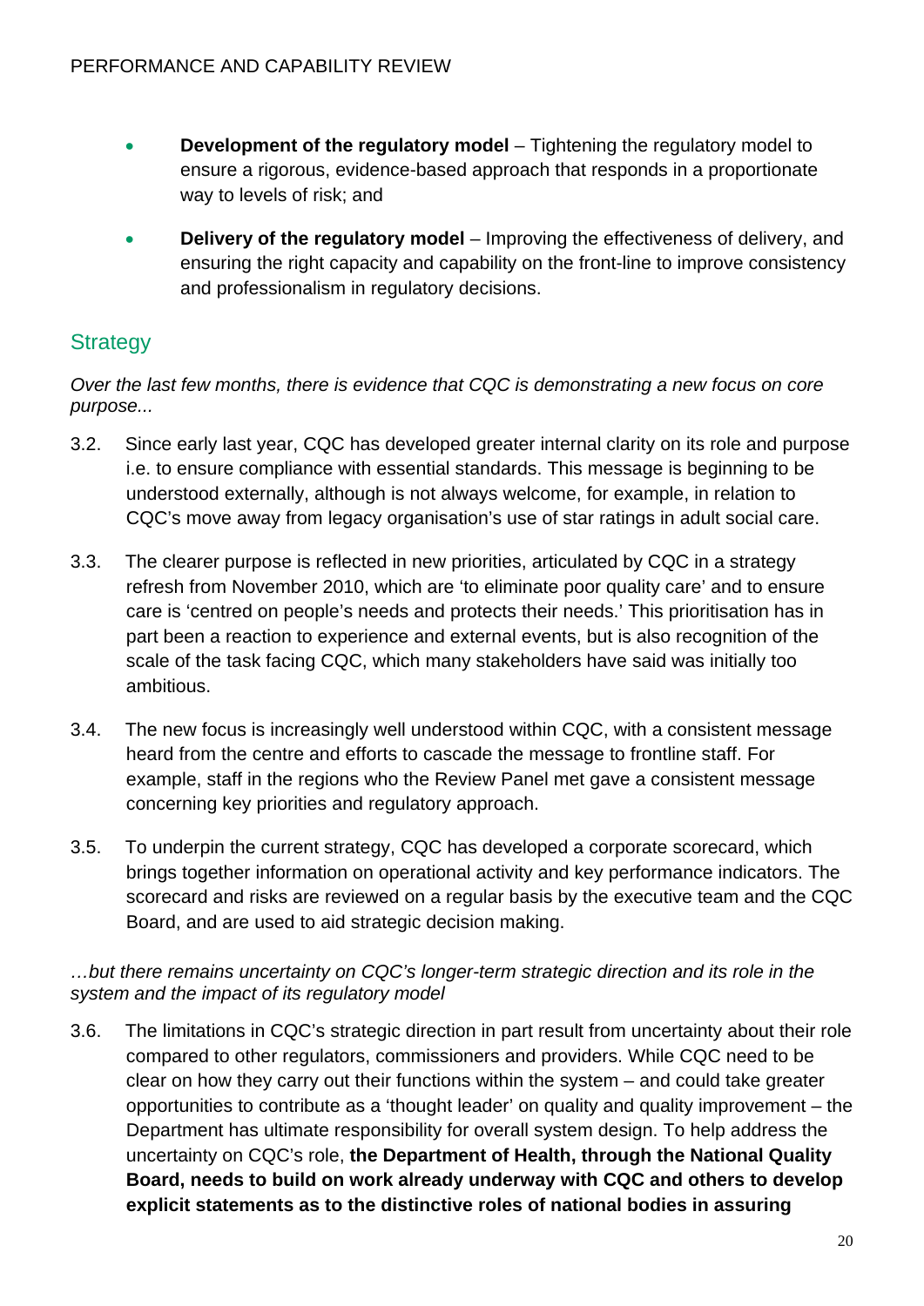- **Development of the regulatory model** – Tightening the regulatory model to ensure a rigorous, evidence-based approach that responds in a proportionate way to levels of risk; and
- **Delivery of the regulatory model** – Improving the effectiveness of delivery, and ensuring the right capacity and capability on the front-line to improve consistency and professionalism in regulatory decisions.

## Strategy

*Over the last few months, there is evidence that CQC is demonstrating a new focus on core purpose...*

3.2. Since early last year, CQC has developed greater internal clarity on its role and purpose i.e. to ensure compliance with essential standards. This message is beginning to be understood externally, although is not always welcome, for example, in relation to CQC's move away from legacy organisation's use of star ratings in adult social care.

3.3. The clearer purpose is reflected in new priorities, articulated by CQC in a strategy refresh from November 2010, which are 'to eliminate poor quality care' and to ensure care is 'centred on people's needs and protects their needs.' This prioritisation has in part been a reaction to experience and external events, but is also recognition of the scale of the task facing CQC, which many stakeholders have said was initially too ambitious.

3.4. The new focus is increasingly well understood within CQC, with a consistent message heard from the centre and efforts to cascade the message to frontline staff. For example, staff in the regions who the Review Panel met gave a consistent message concerning key priorities and regulatory approach.

3.5. To underpin the current strategy, CQC has developed a corporate scorecard, which brings together information on operational activity and key performance indicators. The scorecard and risks are reviewed on a regular basis by the executive team and the CQC Board, and are used to aid strategic decision making.

*…but there remains uncertainty on CQC's longer-term strategic direction and its role in the system and the impact of its regulatory model*

3.6. The limitations in CQC's strategic direction in part result from uncertainty about their role compared to other regulators, commissioners and providers. While CQC need to be clear on how they carry out their functions within the system – and could take greater opportunities to contribute as a 'thought leader' on quality and quality improvement – the Department has ultimate responsibility for overall system design. To help address the uncertainty on CQC's role, **the Department of Health, through the National Quality Board, needs to build on work already underway with CQC and others to develop explicit statements as to the distinctive roles of national bodies in assuring**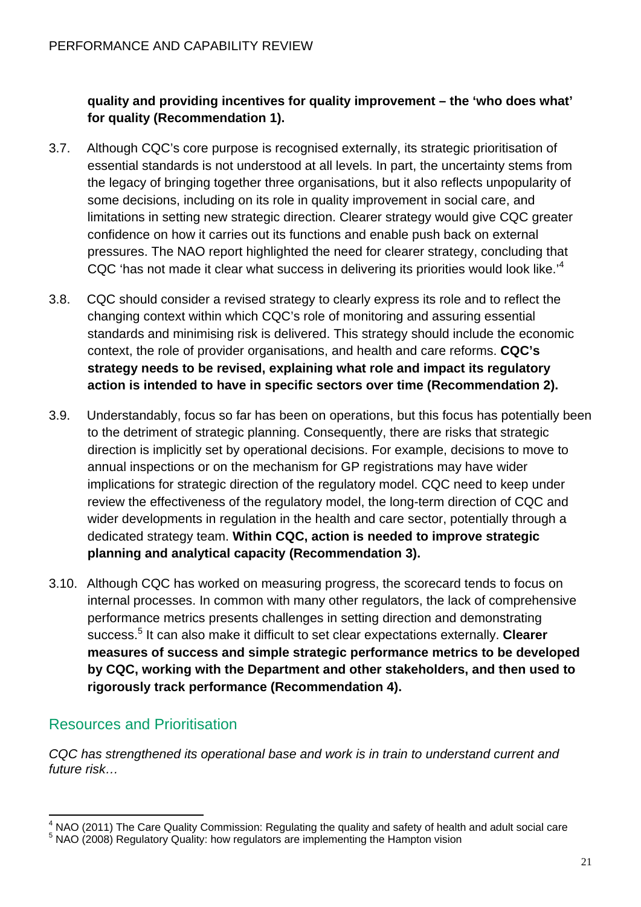**quality and providing incentives for quality improvement – the 'who does what' for quality (Recommendation 1).**

3.7. Although CQC's core purpose is recognised externally, its strategic prioritisation of essential standards is not understood at all levels. In part, the uncertainty stems from the legacy of bringing together three organisations, but it also reflects unpopularity of some decisions, including on its role in quality improvement in social care, and limitations in setting new strategic direction. Clearer strategy would give CQC greater confidence on how it carries out its functions and enable push back on external pressures. The NAO report highlighted the need for clearer strategy, concluding that CQC 'has not made it clear what success in delivering its priorities would look like.'[4]

3.8. CQC should consider a revised strategy to clearly express its role and to reflect the changing context within which CQC's role of monitoring and assuring essential standards and minimising risk is delivered. This strategy should include the economic context, the role of provider organisations, and health and care reforms. **CQC's strategy needs to be revised, explaining what role and impact its regulatory action is intended to have in specific sectors over time (Recommendation 2).**

3.9. Understandably, focus so far has been on operations, but this focus has potentially been to the detriment of strategic planning. Consequently, there are risks that strategic direction is implicitly set by operational decisions. For example, decisions to move to annual inspections or on the mechanism for GP registrations may have wider implications for strategic direction of the regulatory model. CQC need to keep under review the effectiveness of the regulatory model, the long-term direction of CQC and wider developments in regulation in the health and care sector, potentially through a dedicated strategy team. **Within CQC, action is needed to improve strategic planning and analytical capacity (Recommendation 3).**

3.10. Although CQC has worked on measuring progress, the scorecard tends to focus on internal processes. In common with many other regulators, the lack of comprehensive performance metrics presents challenges in setting direction and demonstrating success.[5] It can also make it difficult to set clear expectations externally. **Clearer measures of success and simple strategic performance metrics to be developed by CQC, working with the Department and other stakeholders, and then used to rigorously track performance (Recommendation 4).**

## Resources and Prioritisation

*CQC has strengthened its operational base and work is in train to understand current and future risk…*

---

[4] NAO (2011) The Care Quality Commission: Regulating the quality and safety of health and adult social care
[5] NAO (2008) Regulatory Quality: how regulators are implementing the Hampton vision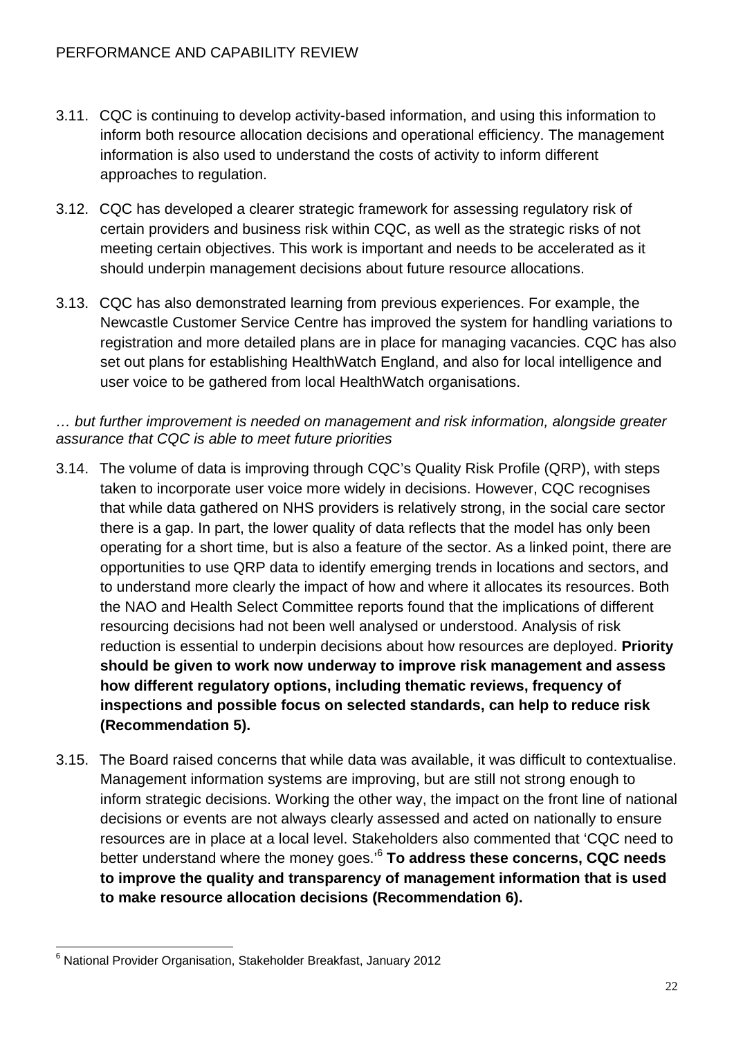3.11. CQC is continuing to develop activity-based information, and using this information to inform both resource allocation decisions and operational efficiency. The management information is also used to understand the costs of activity to inform different approaches to regulation.

3.12. CQC has developed a clearer strategic framework for assessing regulatory risk of certain providers and business risk within CQC, as well as the strategic risks of not meeting certain objectives. This work is important and needs to be accelerated as it should underpin management decisions about future resource allocations.

3.13. CQC has also demonstrated learning from previous experiences. For example, the Newcastle Customer Service Centre has improved the system for handling variations to registration and more detailed plans are in place for managing vacancies. CQC has also set out plans for establishing HealthWatch England, and also for local intelligence and user voice to be gathered from local HealthWatch organisations.

*… but further improvement is needed on management and risk information, alongside greater assurance that CQC is able to meet future priorities*

3.14. The volume of data is improving through CQC's Quality Risk Profile (QRP), with steps taken to incorporate user voice more widely in decisions. However, CQC recognises that while data gathered on NHS providers is relatively strong, in the social care sector there is a gap. In part, the lower quality of data reflects that the model has only been operating for a short time, but is also a feature of the sector. As a linked point, there are opportunities to use QRP data to identify emerging trends in locations and sectors, and to understand more clearly the impact of how and where it allocates its resources. Both the NAO and Health Select Committee reports found that the implications of different resourcing decisions had not been well analysed or understood. Analysis of risk reduction is essential to underpin decisions about how resources are deployed. **Priority should be given to work now underway to improve risk management and assess how different regulatory options, including thematic reviews, frequency of inspections and possible focus on selected standards, can help to reduce risk (Recommendation 5).**

3.15. The Board raised concerns that while data was available, it was difficult to contextualise. Management information systems are improving, but are still not strong enough to inform strategic decisions. Working the other way, the impact on the front line of national decisions or events are not always clearly assessed and acted on nationally to ensure resources are in place at a local level. Stakeholders also commented that 'CQC need to better understand where the money goes.'[6] **To address these concerns, CQC needs to improve the quality and transparency of management information that is used to make resource allocation decisions (Recommendation 6).**

[6] National Provider Organisation, Stakeholder Breakfast, January 2012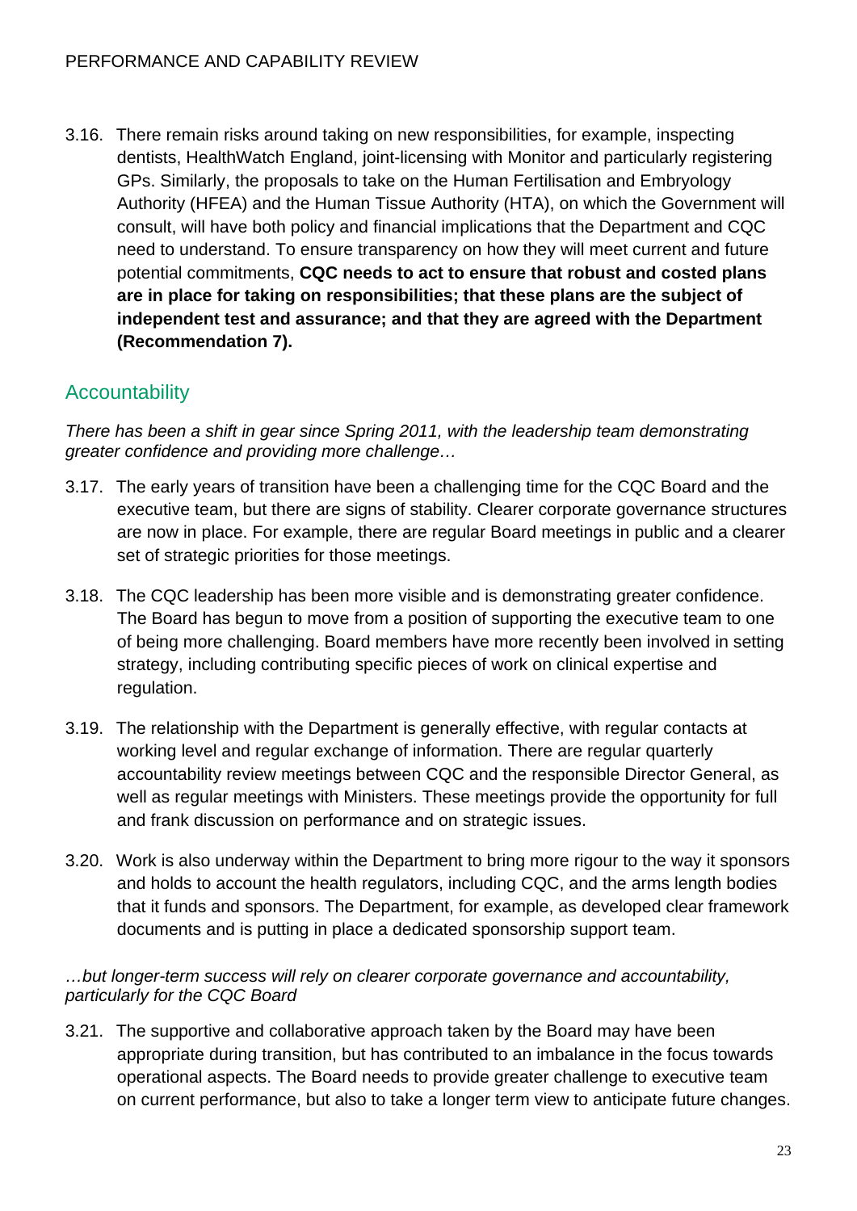3.16. There remain risks around taking on new responsibilities, for example, inspecting dentists, HealthWatch England, joint-licensing with Monitor and particularly registering GPs. Similarly, the proposals to take on the Human Fertilisation and Embryology Authority (HFEA) and the Human Tissue Authority (HTA), on which the Government will consult, will have both policy and financial implications that the Department and CQC need to understand. To ensure transparency on how they will meet current and future potential commitments, **CQC needs to act to ensure that robust and costed plans are in place for taking on responsibilities; that these plans are the subject of independent test and assurance; and that they are agreed with the Department (Recommendation 7).**

## Accountability

*There has been a shift in gear since Spring 2011, with the leadership team demonstrating greater confidence and providing more challenge…*

3.17. The early years of transition have been a challenging time for the CQC Board and the executive team, but there are signs of stability. Clearer corporate governance structures are now in place. For example, there are regular Board meetings in public and a clearer set of strategic priorities for those meetings.

3.18. The CQC leadership has been more visible and is demonstrating greater confidence. The Board has begun to move from a position of supporting the executive team to one of being more challenging. Board members have more recently been involved in setting strategy, including contributing specific pieces of work on clinical expertise and regulation.

3.19. The relationship with the Department is generally effective, with regular contacts at working level and regular exchange of information. There are regular quarterly accountability review meetings between CQC and the responsible Director General, as well as regular meetings with Ministers. These meetings provide the opportunity for full and frank discussion on performance and on strategic issues.

3.20. Work is also underway within the Department to bring more rigour to the way it sponsors and holds to account the health regulators, including CQC, and the arms length bodies that it funds and sponsors. The Department, for example, as developed clear framework documents and is putting in place a dedicated sponsorship support team.

*…but longer-term success will rely on clearer corporate governance and accountability, particularly for the CQC Board*

3.21. The supportive and collaborative approach taken by the Board may have been appropriate during transition, but has contributed to an imbalance in the focus towards operational aspects. The Board needs to provide greater challenge to executive team on current performance, but also to take a longer term view to anticipate future changes.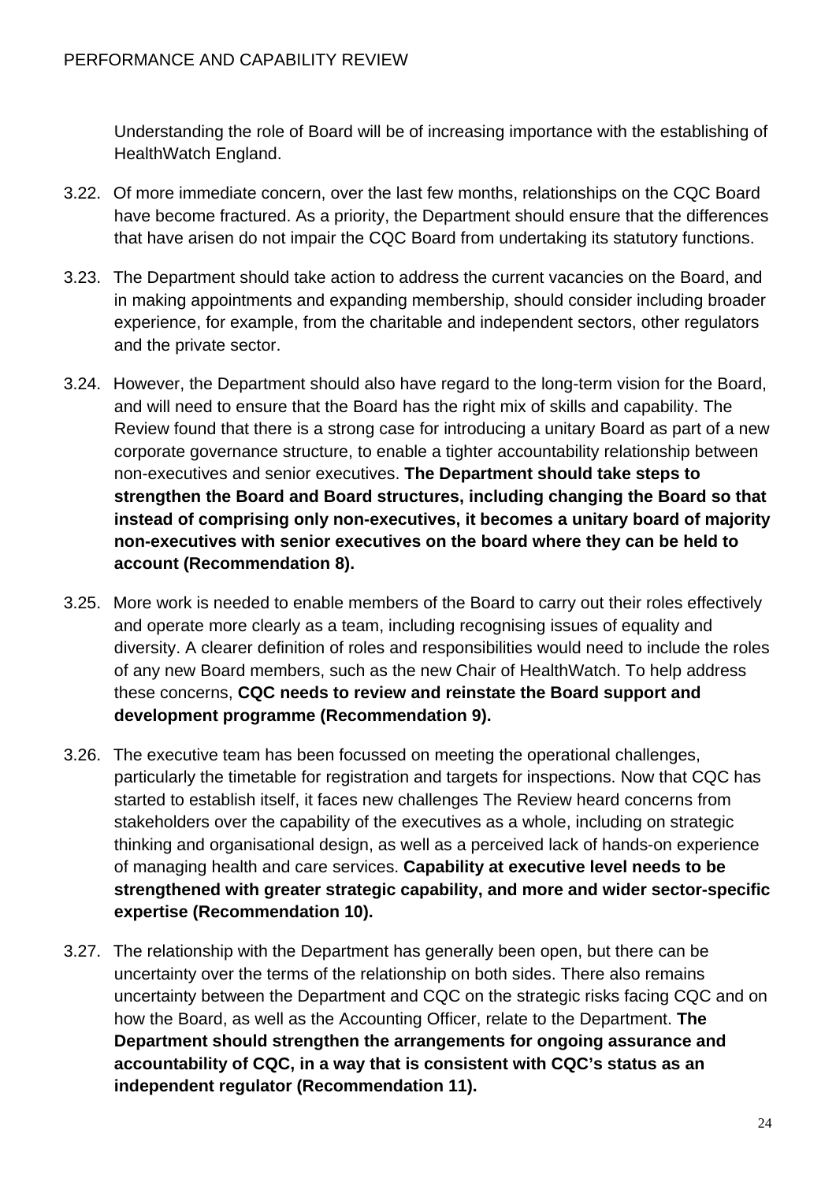Understanding the role of Board will be of increasing importance with the establishing of HealthWatch England.

3.22. Of more immediate concern, over the last few months, relationships on the CQC Board have become fractured. As a priority, the Department should ensure that the differences that have arisen do not impair the CQC Board from undertaking its statutory functions.

3.23. The Department should take action to address the current vacancies on the Board, and in making appointments and expanding membership, should consider including broader experience, for example, from the charitable and independent sectors, other regulators and the private sector.

3.24. However, the Department should also have regard to the long-term vision for the Board, and will need to ensure that the Board has the right mix of skills and capability. The Review found that there is a strong case for introducing a unitary Board as part of a new corporate governance structure, to enable a tighter accountability relationship between non-executives and senior executives. **The Department should take steps to strengthen the Board and Board structures, including changing the Board so that instead of comprising only non-executives, it becomes a unitary board of majority non-executives with senior executives on the board where they can be held to account (Recommendation 8).**

3.25. More work is needed to enable members of the Board to carry out their roles effectively and operate more clearly as a team, including recognising issues of equality and diversity. A clearer definition of roles and responsibilities would need to include the roles of any new Board members, such as the new Chair of HealthWatch. To help address these concerns, **CQC needs to review and reinstate the Board support and development programme (Recommendation 9).**

3.26. The executive team has been focussed on meeting the operational challenges, particularly the timetable for registration and targets for inspections. Now that CQC has started to establish itself, it faces new challenges The Review heard concerns from stakeholders over the capability of the executives as a whole, including on strategic thinking and organisational design, as well as a perceived lack of hands-on experience of managing health and care services. **Capability at executive level needs to be strengthened with greater strategic capability, and more and wider sector-specific expertise (Recommendation 10).**

3.27. The relationship with the Department has generally been open, but there can be uncertainty over the terms of the relationship on both sides. There also remains uncertainty between the Department and CQC on the strategic risks facing CQC and on how the Board, as well as the Accounting Officer, relate to the Department. **The Department should strengthen the arrangements for ongoing assurance and accountability of CQC, in a way that is consistent with CQC's status as an independent regulator (Recommendation 11).**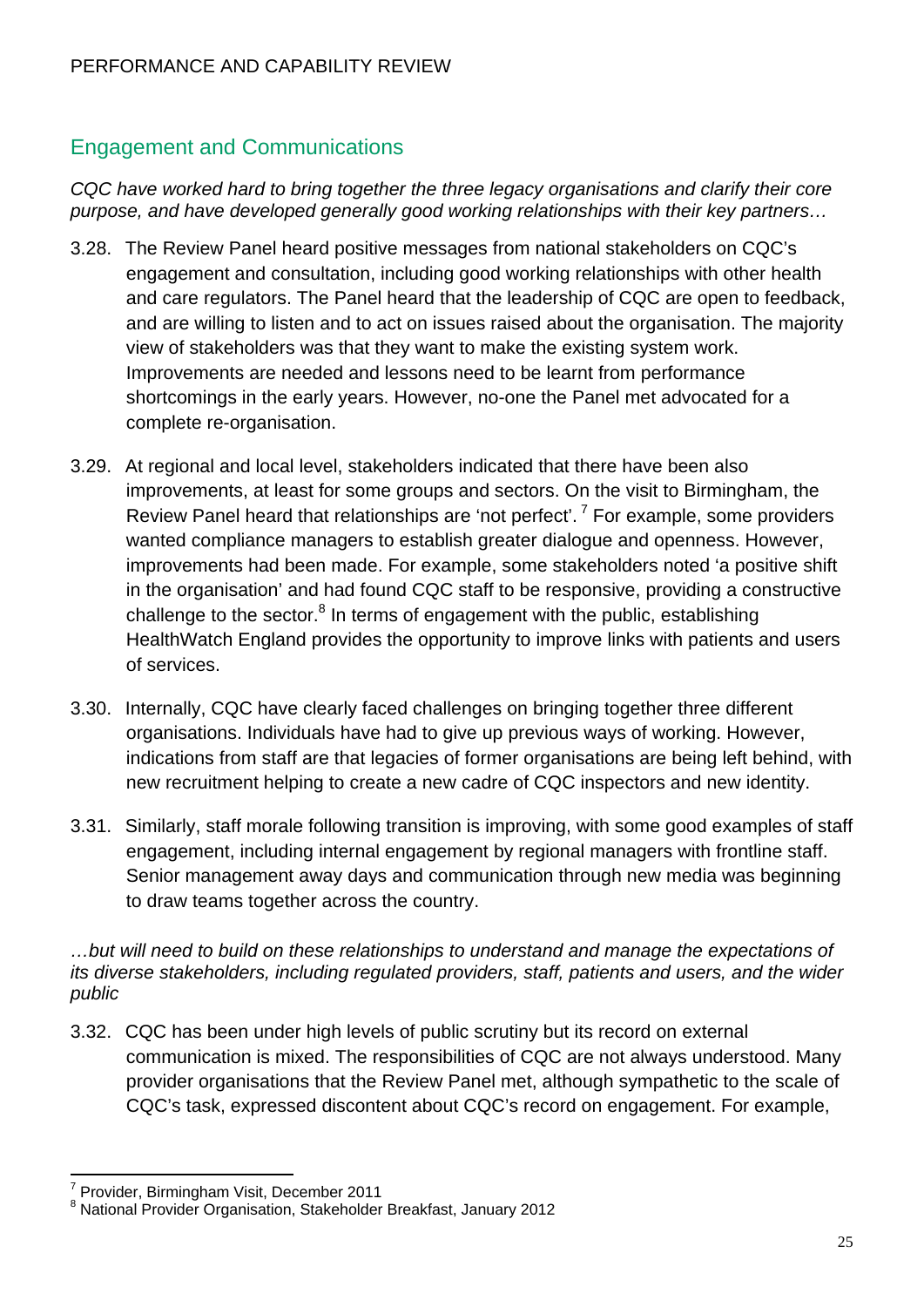## Engagement and Communications

*CQC have worked hard to bring together the three legacy organisations and clarify their core purpose, and have developed generally good working relationships with their key partners…*

3.28. The Review Panel heard positive messages from national stakeholders on CQC's engagement and consultation, including good working relationships with other health and care regulators. The Panel heard that the leadership of CQC are open to feedback, and are willing to listen and to act on issues raised about the organisation. The majority view of stakeholders was that they want to make the existing system work. Improvements are needed and lessons need to be learnt from performance shortcomings in the early years. However, no-one the Panel met advocated for a complete re-organisation.

3.29. At regional and local level, stakeholders indicated that there have been also improvements, at least for some groups and sectors. On the visit to Birmingham, the Review Panel heard that relationships are 'not perfect'.[7] For example, some providers wanted compliance managers to establish greater dialogue and openness. However, improvements had been made. For example, some stakeholders noted 'a positive shift in the organisation' and had found CQC staff to be responsive, providing a constructive challenge to the sector.[8] In terms of engagement with the public, establishing HealthWatch England provides the opportunity to improve links with patients and users of services.

3.30. Internally, CQC have clearly faced challenges on bringing together three different organisations. Individuals have had to give up previous ways of working. However, indications from staff are that legacies of former organisations are being left behind, with new recruitment helping to create a new cadre of CQC inspectors and new identity.

3.31. Similarly, staff morale following transition is improving, with some good examples of staff engagement, including internal engagement by regional managers with frontline staff. Senior management away days and communication through new media was beginning to draw teams together across the country.

*…but will need to build on these relationships to understand and manage the expectations of its diverse stakeholders, including regulated providers, staff, patients and users, and the wider public*

3.32. CQC has been under high levels of public scrutiny but its record on external communication is mixed. The responsibilities of CQC are not always understood. Many provider organisations that the Review Panel met, although sympathetic to the scale of CQC's task, expressed discontent about CQC's record on engagement. For example,

---

[7] Provider, Birmingham Visit, December 2011

[8] National Provider Organisation, Stakeholder Breakfast, January 2012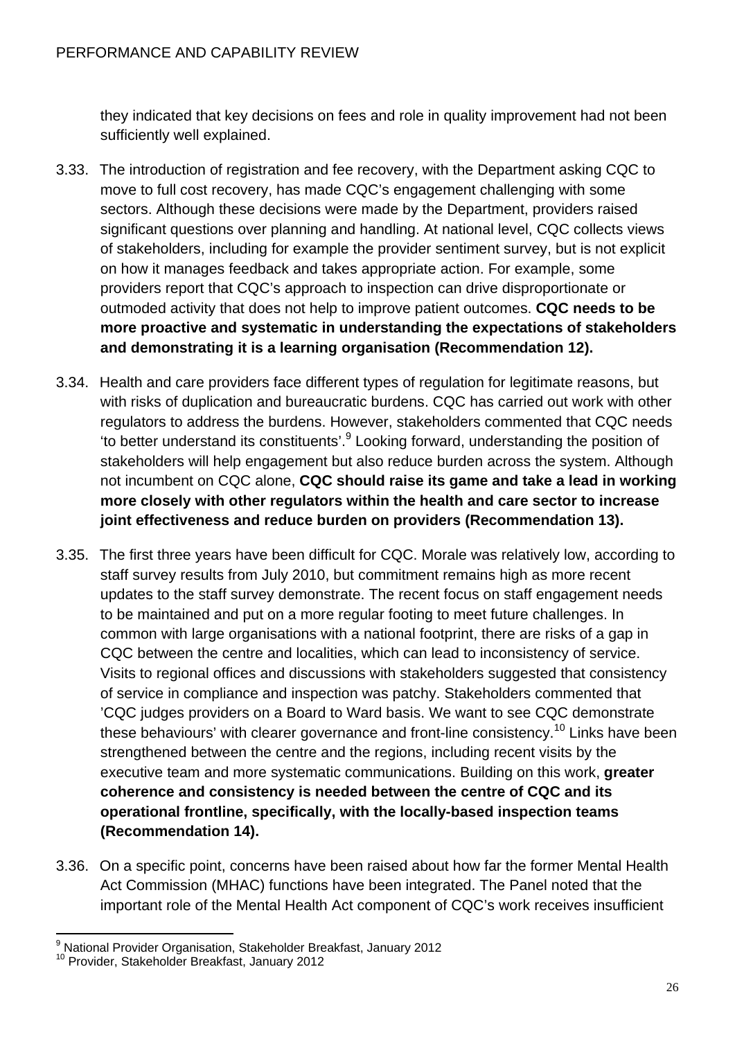they indicated that key decisions on fees and role in quality improvement had not been sufficiently well explained.

3.33. The introduction of registration and fee recovery, with the Department asking CQC to move to full cost recovery, has made CQC's engagement challenging with some sectors. Although these decisions were made by the Department, providers raised significant questions over planning and handling. At national level, CQC collects views of stakeholders, including for example the provider sentiment survey, but is not explicit on how it manages feedback and takes appropriate action. For example, some providers report that CQC's approach to inspection can drive disproportionate or outmoded activity that does not help to improve patient outcomes. **CQC needs to be more proactive and systematic in understanding the expectations of stakeholders and demonstrating it is a learning organisation (Recommendation 12).**

3.34. Health and care providers face different types of regulation for legitimate reasons, but with risks of duplication and bureaucratic burdens. CQC has carried out work with other regulators to address the burdens. However, stakeholders commented that CQC needs 'to better understand its constituents'.[9] Looking forward, understanding the position of stakeholders will help engagement but also reduce burden across the system. Although not incumbent on CQC alone, **CQC should raise its game and take a lead in working more closely with other regulators within the health and care sector to increase joint effectiveness and reduce burden on providers (Recommendation 13).**

3.35. The first three years have been difficult for CQC. Morale was relatively low, according to staff survey results from July 2010, but commitment remains high as more recent updates to the staff survey demonstrate. The recent focus on staff engagement needs to be maintained and put on a more regular footing to meet future challenges. In common with large organisations with a national footprint, there are risks of a gap in CQC between the centre and localities, which can lead to inconsistency of service. Visits to regional offices and discussions with stakeholders suggested that consistency of service in compliance and inspection was patchy. Stakeholders commented that 'CQC judges providers on a Board to Ward basis. We want to see CQC demonstrate these behaviours' with clearer governance and front-line consistency.[10] Links have been strengthened between the centre and the regions, including recent visits by the executive team and more systematic communications. Building on this work, **greater coherence and consistency is needed between the centre of CQC and its operational frontline, specifically, with the locally-based inspection teams (Recommendation 14).**

3.36. On a specific point, concerns have been raised about how far the former Mental Health Act Commission (MHAC) functions have been integrated. The Panel noted that the important role of the Mental Health Act component of CQC's work receives insufficient

---

[9] National Provider Organisation, Stakeholder Breakfast, January 2012

[10] Provider, Stakeholder Breakfast, January 2012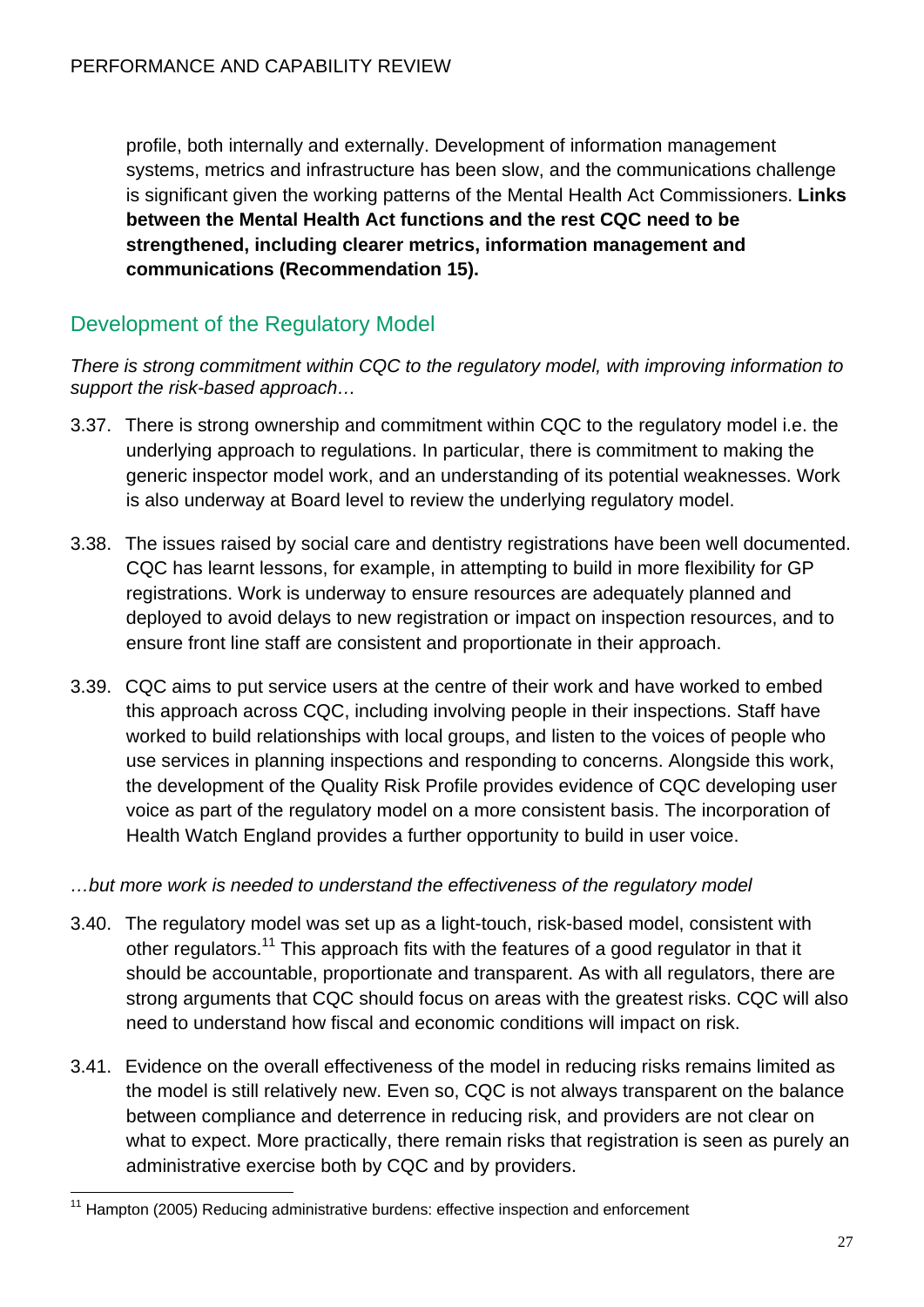profile, both internally and externally. Development of information management systems, metrics and infrastructure has been slow, and the communications challenge is significant given the working patterns of the Mental Health Act Commissioners. **Links between the Mental Health Act functions and the rest CQC need to be strengthened, including clearer metrics, information management and communications (Recommendation 15).**

## Development of the Regulatory Model

*There is strong commitment within CQC to the regulatory model, with improving information to support the risk-based approach…*

3.37. There is strong ownership and commitment within CQC to the regulatory model i.e. the underlying approach to regulations. In particular, there is commitment to making the generic inspector model work, and an understanding of its potential weaknesses. Work is also underway at Board level to review the underlying regulatory model.

3.38. The issues raised by social care and dentistry registrations have been well documented. CQC has learnt lessons, for example, in attempting to build in more flexibility for GP registrations. Work is underway to ensure resources are adequately planned and deployed to avoid delays to new registration or impact on inspection resources, and to ensure front line staff are consistent and proportionate in their approach.

3.39. CQC aims to put service users at the centre of their work and have worked to embed this approach across CQC, including involving people in their inspections. Staff have worked to build relationships with local groups, and listen to the voices of people who use services in planning inspections and responding to concerns. Alongside this work, the development of the Quality Risk Profile provides evidence of CQC developing user voice as part of the regulatory model on a more consistent basis. The incorporation of Health Watch England provides a further opportunity to build in user voice.

*…but more work is needed to understand the effectiveness of the regulatory model*

3.40. The regulatory model was set up as a light-touch, risk-based model, consistent with other regulators.[11] This approach fits with the features of a good regulator in that it should be accountable, proportionate and transparent. As with all regulators, there are strong arguments that CQC should focus on areas with the greatest risks. CQC will also need to understand how fiscal and economic conditions will impact on risk.

3.41. Evidence on the overall effectiveness of the model in reducing risks remains limited as the model is still relatively new. Even so, CQC is not always transparent on the balance between compliance and deterrence in reducing risk, and providers are not clear on what to expect. More practically, there remain risks that registration is seen as purely an administrative exercise both by CQC and by providers.

[11] Hampton (2005) Reducing administrative burdens: effective inspection and enforcement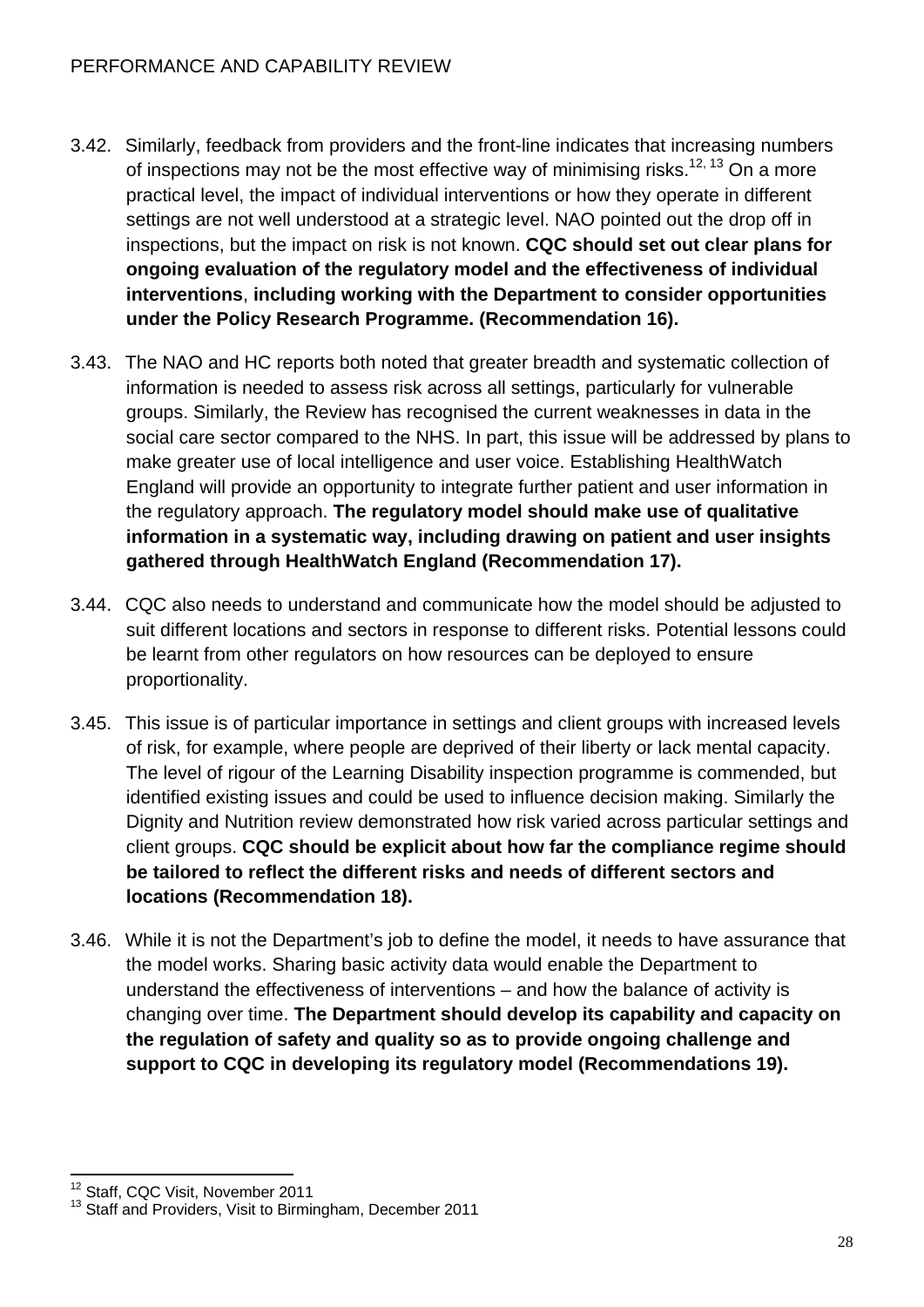3.42. Similarly, feedback from providers and the front-line indicates that increasing numbers of inspections may not be the most effective way of minimising risks.[12, 13] On a more practical level, the impact of individual interventions or how they operate in different settings are not well understood at a strategic level. NAO pointed out the drop off in inspections, but the impact on risk is not known. **CQC should set out clear plans for ongoing evaluation of the regulatory model and the effectiveness of individual interventions**, **including working with the Department to consider opportunities under the Policy Research Programme. (Recommendation 16).**

3.43. The NAO and HC reports both noted that greater breadth and systematic collection of information is needed to assess risk across all settings, particularly for vulnerable groups. Similarly, the Review has recognised the current weaknesses in data in the social care sector compared to the NHS. In part, this issue will be addressed by plans to make greater use of local intelligence and user voice. Establishing HealthWatch England will provide an opportunity to integrate further patient and user information in the regulatory approach. **The regulatory model should make use of qualitative information in a systematic way, including drawing on patient and user insights gathered through HealthWatch England (Recommendation 17).**

3.44. CQC also needs to understand and communicate how the model should be adjusted to suit different locations and sectors in response to different risks. Potential lessons could be learnt from other regulators on how resources can be deployed to ensure proportionality.

3.45. This issue is of particular importance in settings and client groups with increased levels of risk, for example, where people are deprived of their liberty or lack mental capacity. The level of rigour of the Learning Disability inspection programme is commended, but identified existing issues and could be used to influence decision making. Similarly the Dignity and Nutrition review demonstrated how risk varied across particular settings and client groups. **CQC should be explicit about how far the compliance regime should be tailored to reflect the different risks and needs of different sectors and locations (Recommendation 18).**

3.46. While it is not the Department's job to define the model, it needs to have assurance that the model works. Sharing basic activity data would enable the Department to understand the effectiveness of interventions – and how the balance of activity is changing over time. **The Department should develop its capability and capacity on the regulation of safety and quality so as to provide ongoing challenge and support to CQC in developing its regulatory model (Recommendations 19).**

---

[12] Staff, CQC Visit, November 2011
[13] Staff and Providers, Visit to Birmingham, December 2011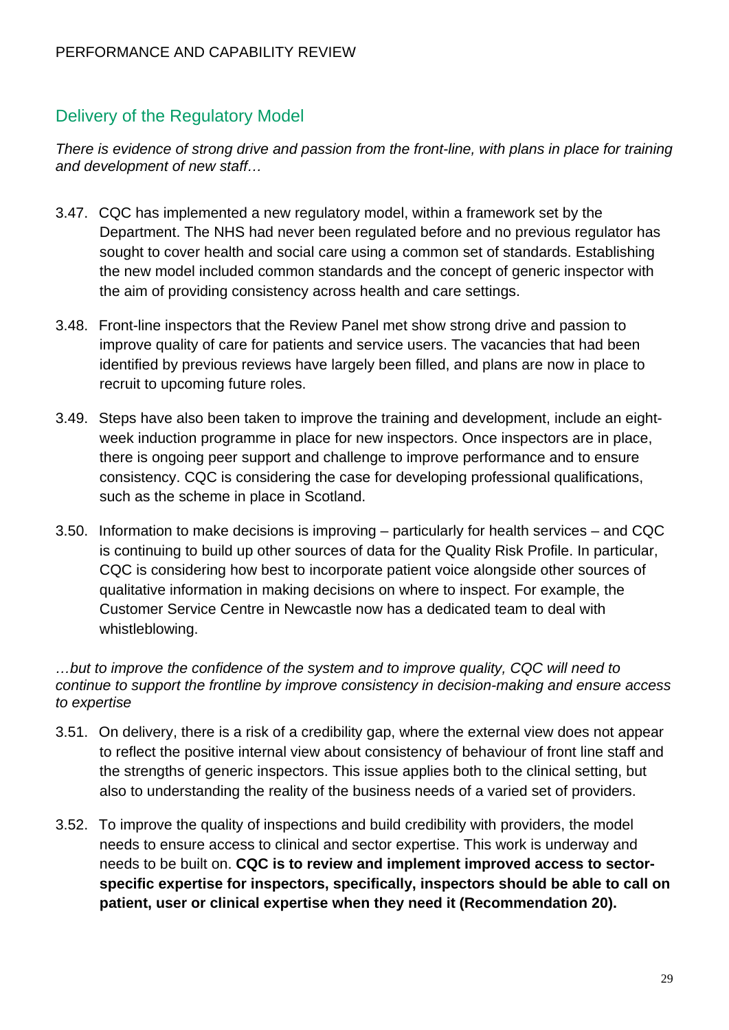## Delivery of the Regulatory Model

*There is evidence of strong drive and passion from the front-line, with plans in place for training and development of new staff…*

3.47. CQC has implemented a new regulatory model, within a framework set by the Department. The NHS had never been regulated before and no previous regulator has sought to cover health and social care using a common set of standards. Establishing the new model included common standards and the concept of generic inspector with the aim of providing consistency across health and care settings.

3.48. Front-line inspectors that the Review Panel met show strong drive and passion to improve quality of care for patients and service users. The vacancies that had been identified by previous reviews have largely been filled, and plans are now in place to recruit to upcoming future roles.

3.49. Steps have also been taken to improve the training and development, include an eight-week induction programme in place for new inspectors. Once inspectors are in place, there is ongoing peer support and challenge to improve performance and to ensure consistency. CQC is considering the case for developing professional qualifications, such as the scheme in place in Scotland.

3.50. Information to make decisions is improving – particularly for health services – and CQC is continuing to build up other sources of data for the Quality Risk Profile. In particular, CQC is considering how best to incorporate patient voice alongside other sources of qualitative information in making decisions on where to inspect. For example, the Customer Service Centre in Newcastle now has a dedicated team to deal with whistleblowing.

*…but to improve the confidence of the system and to improve quality, CQC will need to continue to support the frontline by improve consistency in decision-making and ensure access to expertise*

3.51. On delivery, there is a risk of a credibility gap, where the external view does not appear to reflect the positive internal view about consistency of behaviour of front line staff and the strengths of generic inspectors. This issue applies both to the clinical setting, but also to understanding the reality of the business needs of a varied set of providers.

3.52. To improve the quality of inspections and build credibility with providers, the model needs to ensure access to clinical and sector expertise. This work is underway and needs to be built on. **CQC is to review and implement improved access to sector-specific expertise for inspectors, specifically, inspectors should be able to call on patient, user or clinical expertise when they need it (Recommendation 20).**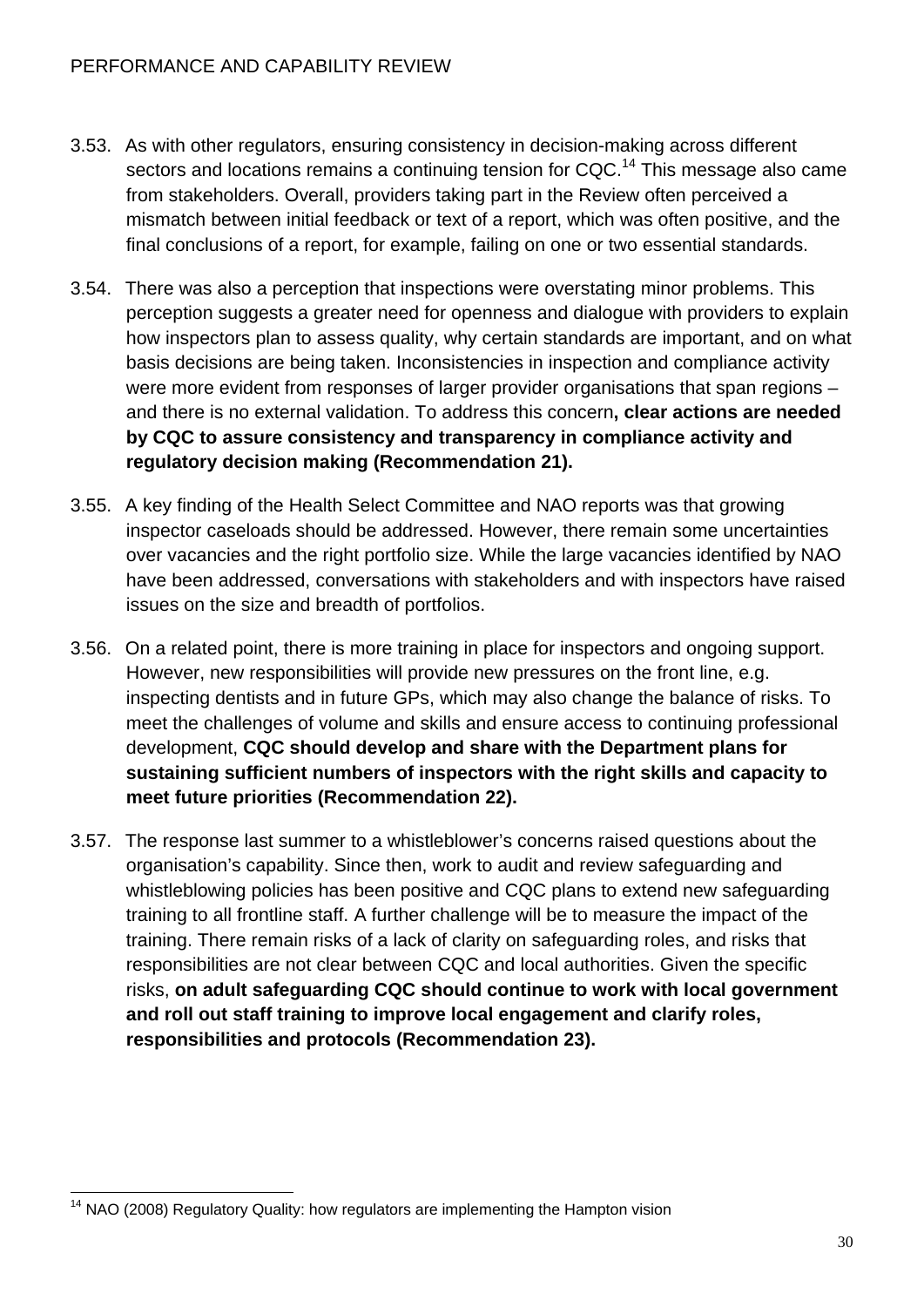3.53. As with other regulators, ensuring consistency in decision-making across different sectors and locations remains a continuing tension for CQC.[14] This message also came from stakeholders. Overall, providers taking part in the Review often perceived a mismatch between initial feedback or text of a report, which was often positive, and the final conclusions of a report, for example, failing on one or two essential standards.

3.54. There was also a perception that inspections were overstating minor problems. This perception suggests a greater need for openness and dialogue with providers to explain how inspectors plan to assess quality, why certain standards are important, and on what basis decisions are being taken. Inconsistencies in inspection and compliance activity were more evident from responses of larger provider organisations that span regions – and there is no external validation. To address this concern**, clear actions are needed by CQC to assure consistency and transparency in compliance activity and regulatory decision making (Recommendation 21).**

3.55. A key finding of the Health Select Committee and NAO reports was that growing inspector caseloads should be addressed. However, there remain some uncertainties over vacancies and the right portfolio size. While the large vacancies identified by NAO have been addressed, conversations with stakeholders and with inspectors have raised issues on the size and breadth of portfolios.

3.56. On a related point, there is more training in place for inspectors and ongoing support. However, new responsibilities will provide new pressures on the front line, e.g. inspecting dentists and in future GPs, which may also change the balance of risks. To meet the challenges of volume and skills and ensure access to continuing professional development, **CQC should develop and share with the Department plans for sustaining sufficient numbers of inspectors with the right skills and capacity to meet future priorities (Recommendation 22).**

3.57. The response last summer to a whistleblower's concerns raised questions about the organisation's capability. Since then, work to audit and review safeguarding and whistleblowing policies has been positive and CQC plans to extend new safeguarding training to all frontline staff. A further challenge will be to measure the impact of the training. There remain risks of a lack of clarity on safeguarding roles, and risks that responsibilities are not clear between CQC and local authorities. Given the specific risks, **on adult safeguarding CQC should continue to work with local government and roll out staff training to improve local engagement and clarify roles, responsibilities and protocols (Recommendation 23).**

---

[14] NAO (2008) Regulatory Quality: how regulators are implementing the Hampton vision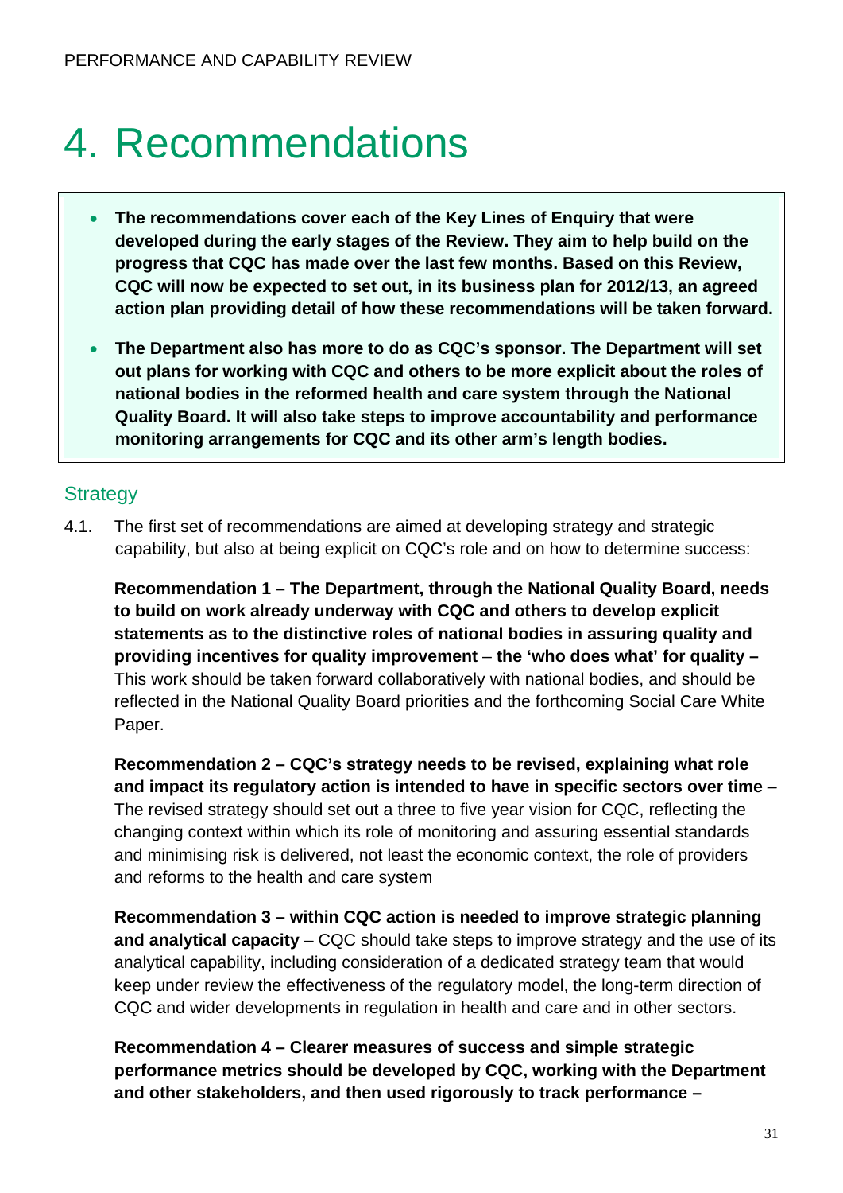# 4. Recommendations

- **The recommendations cover each of the Key Lines of Enquiry that were developed during the early stages of the Review. They aim to help build on the progress that CQC has made over the last few months. Based on this Review, CQC will now be expected to set out, in its business plan for 2012/13, an agreed action plan providing detail of how these recommendations will be taken forward.**
- **The Department also has more to do as CQC's sponsor. The Department will set out plans for working with CQC and others to be more explicit about the roles of national bodies in the reformed health and care system through the National Quality Board. It will also take steps to improve accountability and performance monitoring arrangements for CQC and its other arm's length bodies.**

## Strategy

4.1. The first set of recommendations are aimed at developing strategy and strategic capability, but also at being explicit on CQC's role and on how to determine success:

**Recommendation 1 – The Department, through the National Quality Board, needs to build on work already underway with CQC and others to develop explicit statements as to the distinctive roles of national bodies in assuring quality and providing incentives for quality improvement** – **the 'who does what' for quality –** This work should be taken forward collaboratively with national bodies, and should be reflected in the National Quality Board priorities and the forthcoming Social Care White Paper.

**Recommendation 2 – CQC's strategy needs to be revised, explaining what role and impact its regulatory action is intended to have in specific sectors over time** – The revised strategy should set out a three to five year vision for CQC, reflecting the changing context within which its role of monitoring and assuring essential standards and minimising risk is delivered, not least the economic context, the role of providers and reforms to the health and care system

**Recommendation 3 – within CQC action is needed to improve strategic planning and analytical capacity** – CQC should take steps to improve strategy and the use of its analytical capability, including consideration of a dedicated strategy team that would keep under review the effectiveness of the regulatory model, the long-term direction of CQC and wider developments in regulation in health and care and in other sectors.

**Recommendation 4 – Clearer measures of success and simple strategic performance metrics should be developed by CQC, working with the Department and other stakeholders, and then used rigorously to track performance –**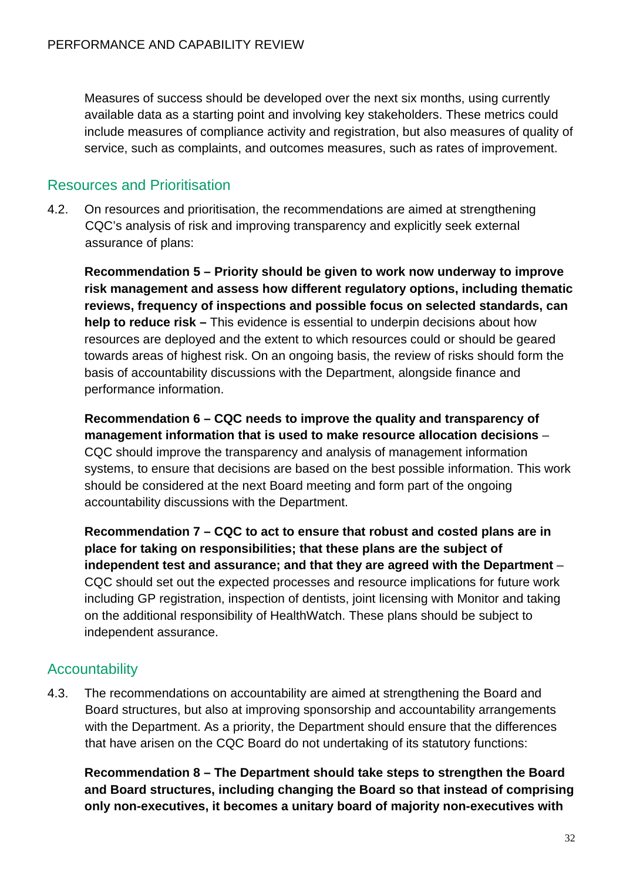Measures of success should be developed over the next six months, using currently available data as a starting point and involving key stakeholders. These metrics could include measures of compliance activity and registration, but also measures of quality of service, such as complaints, and outcomes measures, such as rates of improvement.

## Resources and Prioritisation

4.2. On resources and prioritisation, the recommendations are aimed at strengthening CQC's analysis of risk and improving transparency and explicitly seek external assurance of plans:

**Recommendation 5 – Priority should be given to work now underway to improve risk management and assess how different regulatory options, including thematic reviews, frequency of inspections and possible focus on selected standards, can help to reduce risk –** This evidence is essential to underpin decisions about how resources are deployed and the extent to which resources could or should be geared towards areas of highest risk. On an ongoing basis, the review of risks should form the basis of accountability discussions with the Department, alongside finance and performance information.

**Recommendation 6 – CQC needs to improve the quality and transparency of management information that is used to make resource allocation decisions** – CQC should improve the transparency and analysis of management information systems, to ensure that decisions are based on the best possible information. This work should be considered at the next Board meeting and form part of the ongoing accountability discussions with the Department.

**Recommendation 7 – CQC to act to ensure that robust and costed plans are in place for taking on responsibilities; that these plans are the subject of independent test and assurance; and that they are agreed with the Department** – CQC should set out the expected processes and resource implications for future work including GP registration, inspection of dentists, joint licensing with Monitor and taking on the additional responsibility of HealthWatch. These plans should be subject to independent assurance.

## Accountability

4.3. The recommendations on accountability are aimed at strengthening the Board and Board structures, but also at improving sponsorship and accountability arrangements with the Department. As a priority, the Department should ensure that the differences that have arisen on the CQC Board do not undertaking of its statutory functions:

**Recommendation 8 – The Department should take steps to strengthen the Board and Board structures, including changing the Board so that instead of comprising only non-executives, it becomes a unitary board of majority non-executives with**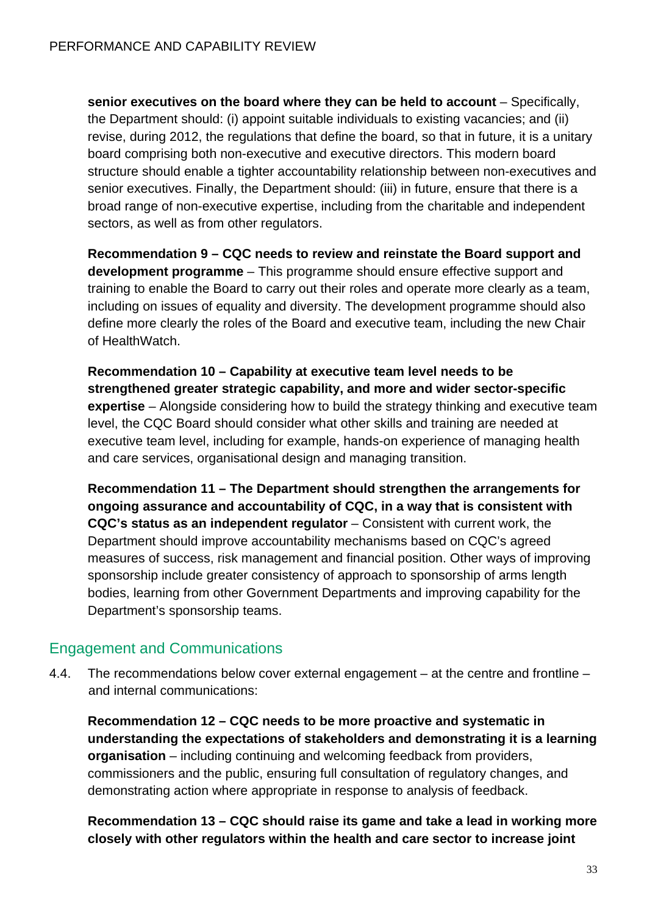**senior executives on the board where they can be held to account** – Specifically, the Department should: (i) appoint suitable individuals to existing vacancies; and (ii) revise, during 2012, the regulations that define the board, so that in future, it is a unitary board comprising both non-executive and executive directors. This modern board structure should enable a tighter accountability relationship between non-executives and senior executives. Finally, the Department should: (iii) in future, ensure that there is a broad range of non-executive expertise, including from the charitable and independent sectors, as well as from other regulators.

**Recommendation 9 – CQC needs to review and reinstate the Board support and development programme** – This programme should ensure effective support and training to enable the Board to carry out their roles and operate more clearly as a team, including on issues of equality and diversity. The development programme should also define more clearly the roles of the Board and executive team, including the new Chair of HealthWatch.

**Recommendation 10 – Capability at executive team level needs to be strengthened greater strategic capability, and more and wider sector-specific expertise** – Alongside considering how to build the strategy thinking and executive team level, the CQC Board should consider what other skills and training are needed at executive team level, including for example, hands-on experience of managing health and care services, organisational design and managing transition.

**Recommendation 11 – The Department should strengthen the arrangements for ongoing assurance and accountability of CQC, in a way that is consistent with CQC's status as an independent regulator** – Consistent with current work, the Department should improve accountability mechanisms based on CQC's agreed measures of success, risk management and financial position. Other ways of improving sponsorship include greater consistency of approach to sponsorship of arms length bodies, learning from other Government Departments and improving capability for the Department's sponsorship teams.

## Engagement and Communications

4.4. The recommendations below cover external engagement – at the centre and frontline – and internal communications:

**Recommendation 12 – CQC needs to be more proactive and systematic in understanding the expectations of stakeholders and demonstrating it is a learning organisation** – including continuing and welcoming feedback from providers, commissioners and the public, ensuring full consultation of regulatory changes, and demonstrating action where appropriate in response to analysis of feedback.

**Recommendation 13 – CQC should raise its game and take a lead in working more closely with other regulators within the health and care sector to increase joint**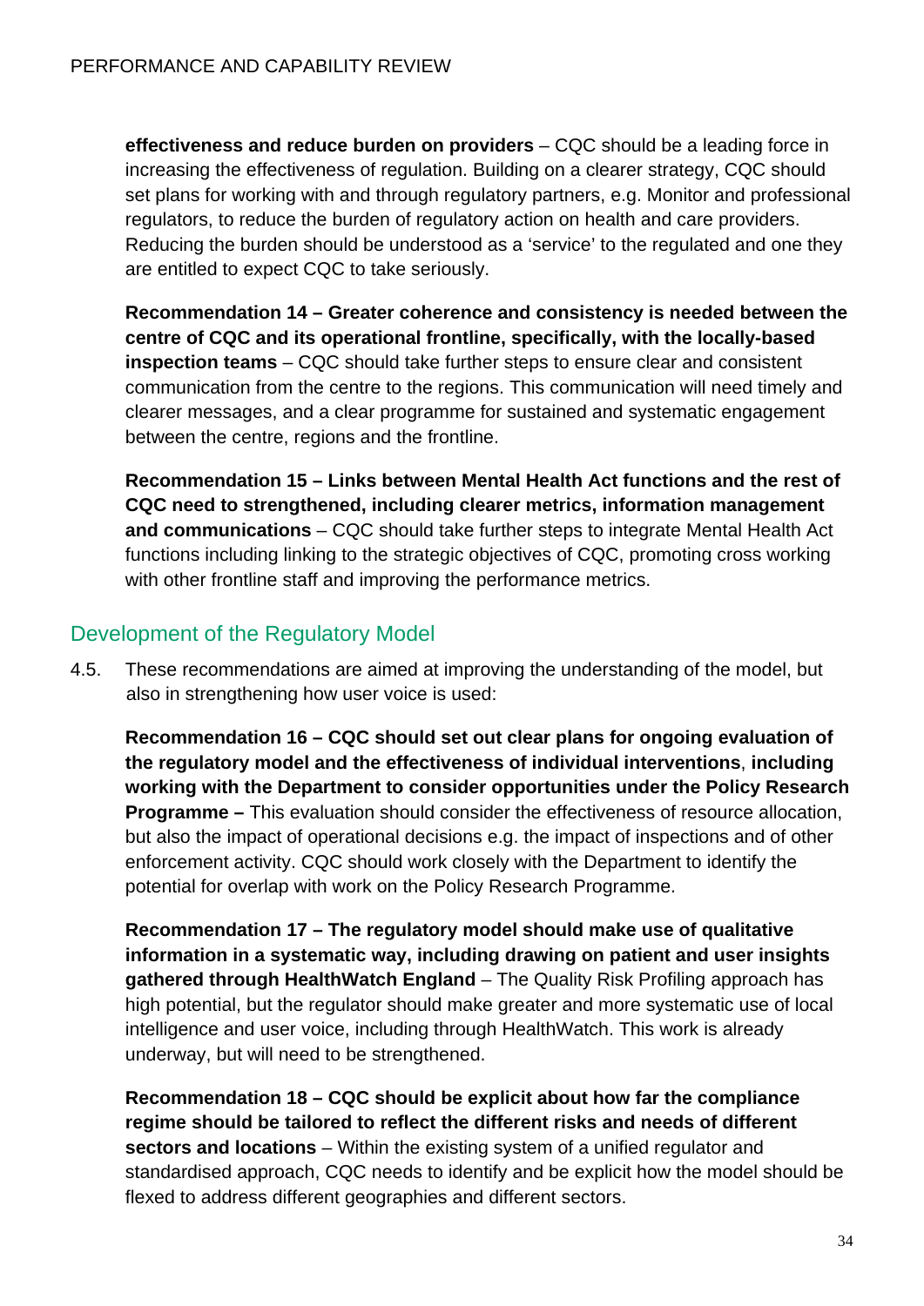**effectiveness and reduce burden on providers** – CQC should be a leading force in increasing the effectiveness of regulation. Building on a clearer strategy, CQC should set plans for working with and through regulatory partners, e.g. Monitor and professional regulators, to reduce the burden of regulatory action on health and care providers. Reducing the burden should be understood as a 'service' to the regulated and one they are entitled to expect CQC to take seriously.

**Recommendation 14 – Greater coherence and consistency is needed between the centre of CQC and its operational frontline, specifically, with the locally-based inspection teams** – CQC should take further steps to ensure clear and consistent communication from the centre to the regions. This communication will need timely and clearer messages, and a clear programme for sustained and systematic engagement between the centre, regions and the frontline.

**Recommendation 15 – Links between Mental Health Act functions and the rest of CQC need to strengthened, including clearer metrics, information management and communications** – CQC should take further steps to integrate Mental Health Act functions including linking to the strategic objectives of CQC, promoting cross working with other frontline staff and improving the performance metrics.

## Development of the Regulatory Model

4.5. These recommendations are aimed at improving the understanding of the model, but also in strengthening how user voice is used:

**Recommendation 16 – CQC should set out clear plans for ongoing evaluation of the regulatory model and the effectiveness of individual interventions**, **including working with the Department to consider opportunities under the Policy Research Programme –** This evaluation should consider the effectiveness of resource allocation, but also the impact of operational decisions e.g. the impact of inspections and of other enforcement activity. CQC should work closely with the Department to identify the potential for overlap with work on the Policy Research Programme.

**Recommendation 17 – The regulatory model should make use of qualitative information in a systematic way, including drawing on patient and user insights gathered through HealthWatch England** – The Quality Risk Profiling approach has high potential, but the regulator should make greater and more systematic use of local intelligence and user voice, including through HealthWatch. This work is already underway, but will need to be strengthened.

**Recommendation 18 – CQC should be explicit about how far the compliance regime should be tailored to reflect the different risks and needs of different sectors and locations** – Within the existing system of a unified regulator and standardised approach, CQC needs to identify and be explicit how the model should be flexed to address different geographies and different sectors.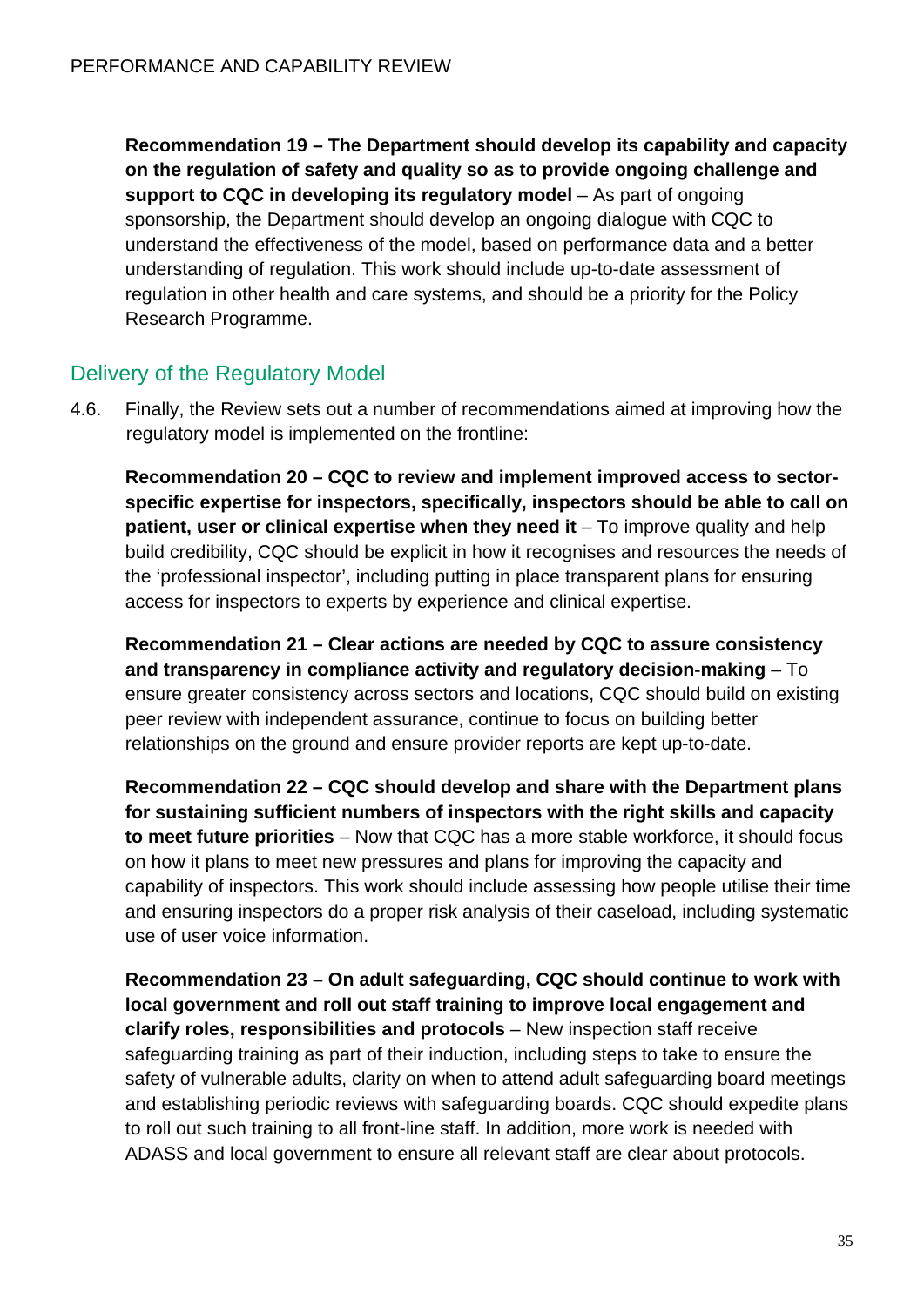**Recommendation 19 – The Department should develop its capability and capacity on the regulation of safety and quality so as to provide ongoing challenge and support to CQC in developing its regulatory model** – As part of ongoing sponsorship, the Department should develop an ongoing dialogue with CQC to understand the effectiveness of the model, based on performance data and a better understanding of regulation. This work should include up-to-date assessment of regulation in other health and care systems, and should be a priority for the Policy Research Programme.

## Delivery of the Regulatory Model

4.6. Finally, the Review sets out a number of recommendations aimed at improving how the regulatory model is implemented on the frontline:

**Recommendation 20 – CQC to review and implement improved access to sector-specific expertise for inspectors, specifically, inspectors should be able to call on patient, user or clinical expertise when they need it** – To improve quality and help build credibility, CQC should be explicit in how it recognises and resources the needs of the 'professional inspector', including putting in place transparent plans for ensuring access for inspectors to experts by experience and clinical expertise.

**Recommendation 21 – Clear actions are needed by CQC to assure consistency and transparency in compliance activity and regulatory decision-making** – To ensure greater consistency across sectors and locations, CQC should build on existing peer review with independent assurance, continue to focus on building better relationships on the ground and ensure provider reports are kept up-to-date.

**Recommendation 22 – CQC should develop and share with the Department plans for sustaining sufficient numbers of inspectors with the right skills and capacity to meet future priorities** – Now that CQC has a more stable workforce, it should focus on how it plans to meet new pressures and plans for improving the capacity and capability of inspectors. This work should include assessing how people utilise their time and ensuring inspectors do a proper risk analysis of their caseload, including systematic use of user voice information.

**Recommendation 23 – On adult safeguarding, CQC should continue to work with local government and roll out staff training to improve local engagement and clarify roles, responsibilities and protocols** – New inspection staff receive safeguarding training as part of their induction, including steps to take to ensure the safety of vulnerable adults, clarity on when to attend adult safeguarding board meetings and establishing periodic reviews with safeguarding boards. CQC should expedite plans to roll out such training to all front-line staff. In addition, more work is needed with ADASS and local government to ensure all relevant staff are clear about protocols.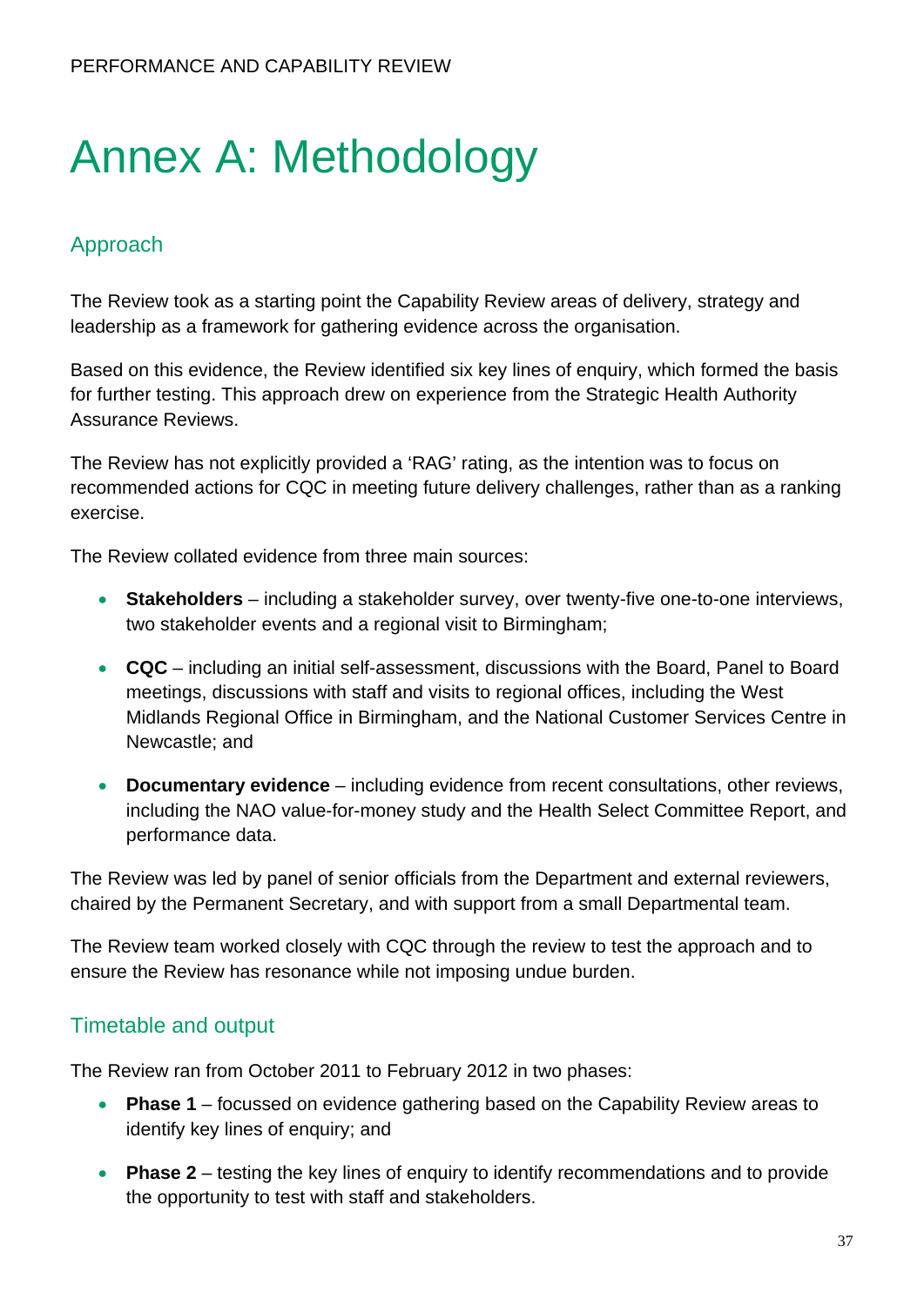# Annex A: Methodology

## Approach

The Review took as a starting point the Capability Review areas of delivery, strategy and leadership as a framework for gathering evidence across the organisation.

Based on this evidence, the Review identified six key lines of enquiry, which formed the basis for further testing. This approach drew on experience from the Strategic Health Authority Assurance Reviews.

The Review has not explicitly provided a 'RAG' rating, as the intention was to focus on recommended actions for CQC in meeting future delivery challenges, rather than as a ranking exercise.

The Review collated evidence from three main sources:

- **Stakeholders** – including a stakeholder survey, over twenty-five one-to-one interviews, two stakeholder events and a regional visit to Birmingham;
- **CQC** – including an initial self-assessment, discussions with the Board, Panel to Board meetings, discussions with staff and visits to regional offices, including the West Midlands Regional Office in Birmingham, and the National Customer Services Centre in Newcastle; and
- **Documentary evidence** – including evidence from recent consultations, other reviews, including the NAO value-for-money study and the Health Select Committee Report, and performance data.

The Review was led by panel of senior officials from the Department and external reviewers, chaired by the Permanent Secretary, and with support from a small Departmental team.

The Review team worked closely with CQC through the review to test the approach and to ensure the Review has resonance while not imposing undue burden.

## Timetable and output

The Review ran from October 2011 to February 2012 in two phases:

- **Phase 1** – focussed on evidence gathering based on the Capability Review areas to identify key lines of enquiry; and
- **Phase 2** – testing the key lines of enquiry to identify recommendations and to provide the opportunity to test with staff and stakeholders.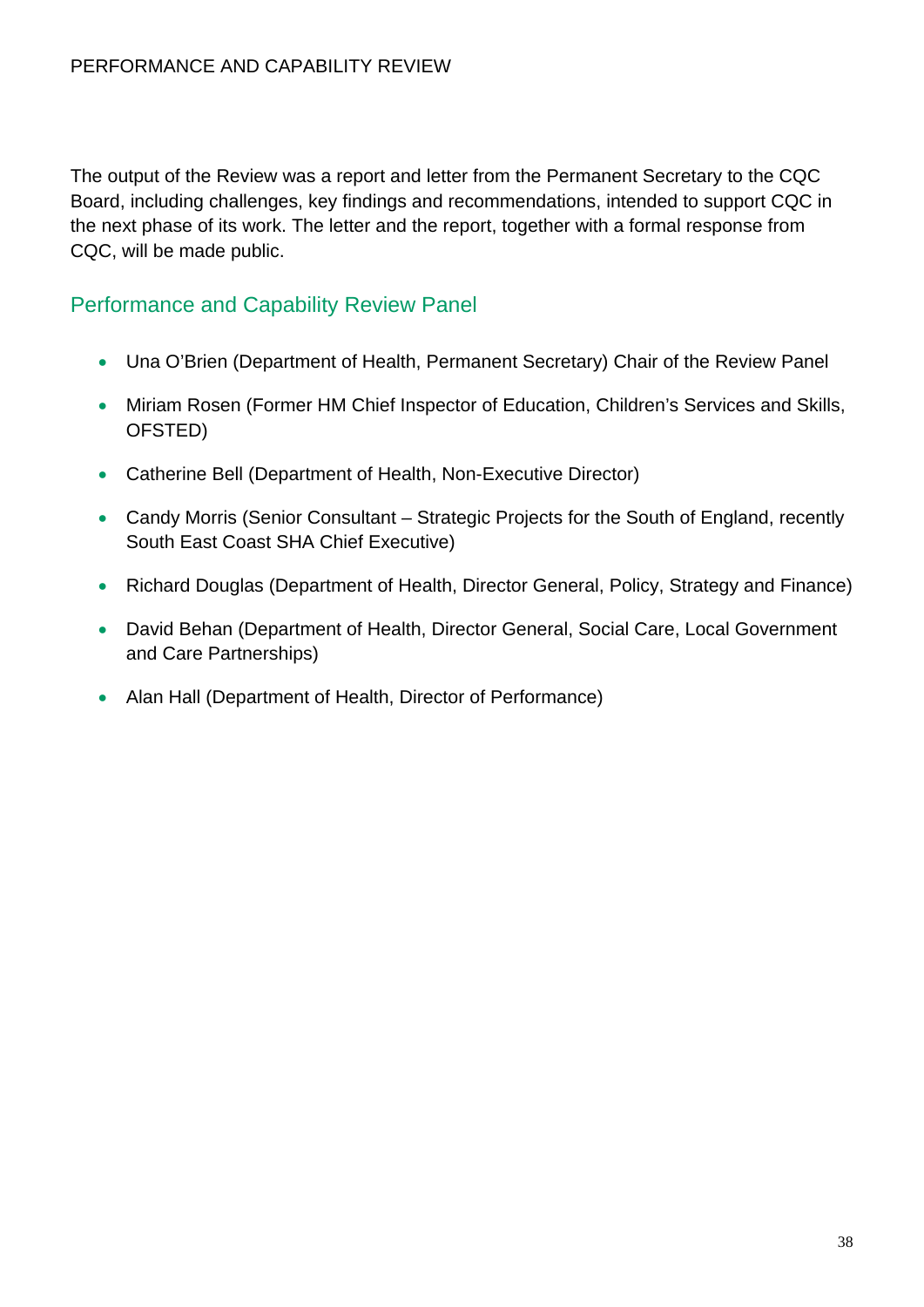The output of the Review was a report and letter from the Permanent Secretary to the CQC Board, including challenges, key findings and recommendations, intended to support CQC in the next phase of its work. The letter and the report, together with a formal response from CQC, will be made public.

## Performance and Capability Review Panel

- Una O'Brien (Department of Health, Permanent Secretary) Chair of the Review Panel
- Miriam Rosen (Former HM Chief Inspector of Education, Children's Services and Skills, OFSTED)
- Catherine Bell (Department of Health, Non-Executive Director)
- Candy Morris (Senior Consultant – Strategic Projects for the South of England, recently South East Coast SHA Chief Executive)
- Richard Douglas (Department of Health, Director General, Policy, Strategy and Finance)
- David Behan (Department of Health, Director General, Social Care, Local Government and Care Partnerships)
- Alan Hall (Department of Health, Director of Performance)